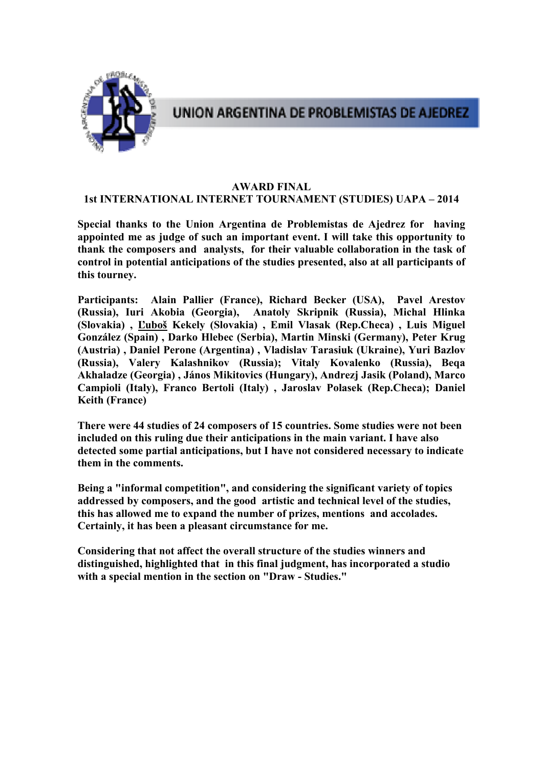UNION ARGENTINA DE PROBLEMISTAS DE AJEDREZ

# AWARD FINAL
## 1st INTERNATIONAL INTERNET TOURNAMENT (STUDIES) UAPA – 2014

**Special thanks to the Union Argentina de Problemistas de Ajedrez for having appointed me as judge of such an important event. I will take this opportunity to thank the composers and analysts, for their valuable collaboration in the task of control in potential anticipations of the studies presented, also at all participants of this tourney.**

**Participants: Alain Pallier (France), Richard Becker (USA), Pavel Arestov (Russia), Iuri Akobia (Georgia), Anatoly Skripnik (Russia), Michal Hlinka (Slovakia) , Ľuboš Kekely (Slovakia) , Emil Vlasak (Rep.Checa) , Luis Miguel González (Spain) , Darko Hlebec (Serbia), Martin Minski (Germany), Peter Krug (Austria) , Daniel Perone (Argentina) , Vladislav Tarasiuk (Ukraine), Yuri Bazlov (Russia), Valery Kalashnikov (Russia); Vitaly Kovalenko (Russia), Beqa Akhaladze (Georgia) , János Mikitovics (Hungary), Andrezj Jasik (Poland), Marco Campioli (Italy), Franco Bertoli (Italy) , Jaroslav Polasek (Rep.Checa); Daniel Keith (France)**

**There were 44 studies of 24 composers of 15 countries. Some studies were not been included on this ruling due their anticipations in the main variant. I have also detected some partial anticipations, but I have not considered necessary to indicate them in the comments.**

**Being a "informal competition", and considering the significant variety of topics addressed by composers, and the good artistic and technical level of the studies, this has allowed me to expand the number of prizes, mentions and accolades. Certainly, it has been a pleasant circumstance for me.**

**Considering that not affect the overall structure of the studies winners and distinguished, highlighted that in this final judgment, has incorporated a studio with a special mention in the section on "Draw - Studies."**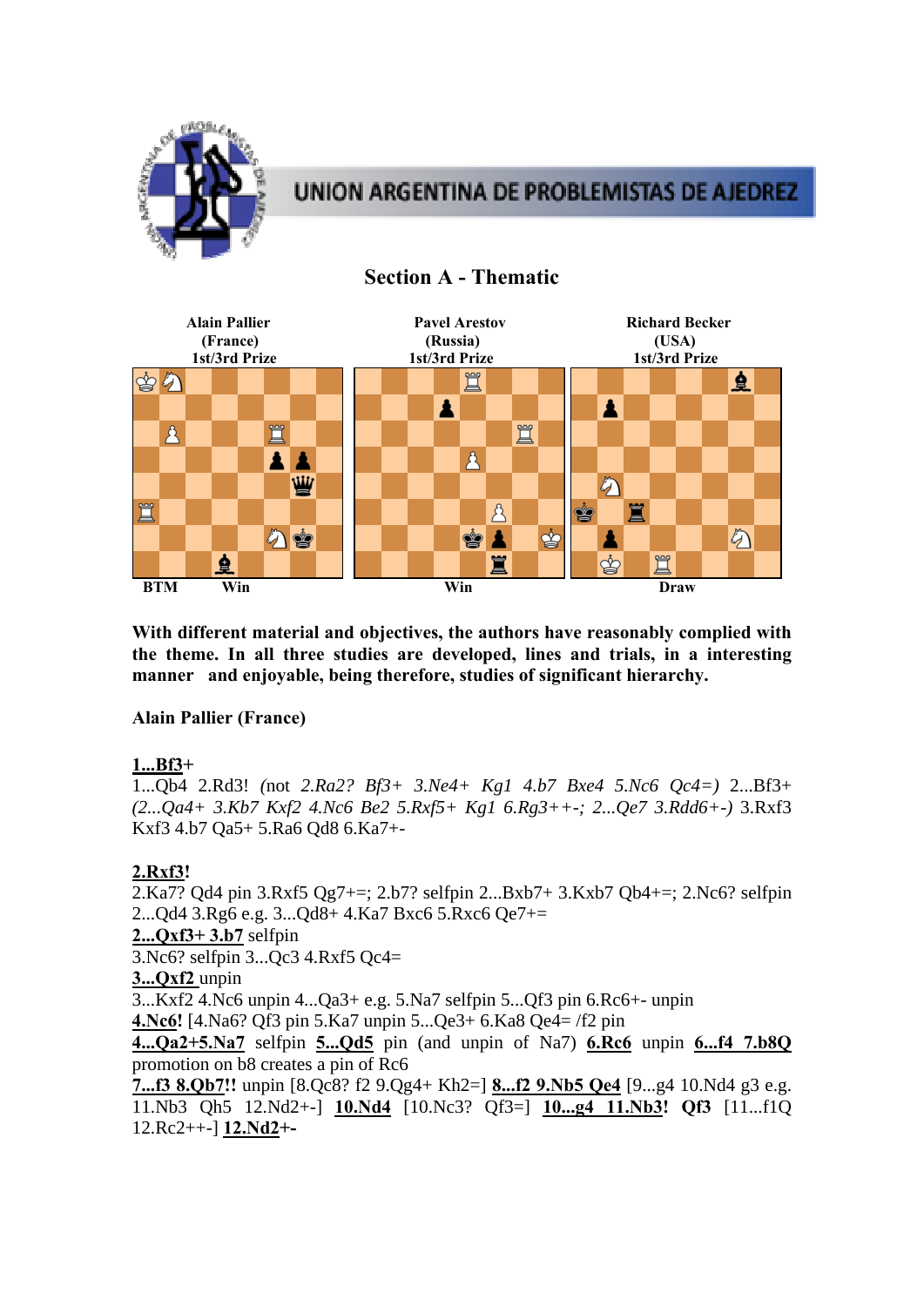UNION ARGENTINA DE PROBLEMISTAS DE AJEDREZ

## Section A - Thematic

| Alain Pallier (France) 1st/3rd Prize | Pavel Arestov (Russia) 1st/3rd Prize | Richard Becker (USA) 1st/3rd Prize |
|---|---|---|
| BTM Win | Win | Draw |

**With different material and objectives, the authors have reasonably complied with the theme. In all three studies are developed, lines and trials, in a interesting manner and enjoyable, being therefore, studies of significant hierarchy.**

**Alain Pallier (France)**

**1...Bf3+**
1...Qb4 2.Rd3! *(not 2.Ra2? Bf3+ 3.Ne4+ Kg1 4.b7 Bxe4 5.Nc6 Qc4=)* 2...Bf3+ *(2...Qa4+ 3.Kb7 Kxf2 4.Nc6 Be2 5.Rxf5+ Kg1 6.Rg3++-; 2...Qe7 3.Rdd6+-)* 3.Rxf3 Kxf3 4.b7 Qa5+ 5.Ra6 Qd8 6.Ka7+-

**2.Rxf3!**
2.Ka7? Qd4 pin 3.Rxf5 Qg7+=; 2.b7? selfpin 2...Bxb7+ 3.Kxb7 Qb4+=; 2.Nc6? selfpin 2...Qd4 3.Rg6 e.g. 3...Qd8+ 4.Ka7 Bxc6 5.Rxc6 Qe7+=
**2...Qxf3+ 3.b7** selfpin
3.Nc6? selfpin 3...Qc3 4.Rxf5 Qc4=
**3...Qxf2** unpin
3...Kxf2 4.Nc6 unpin 4...Qa3+ e.g. 5.Na7 selfpin 5...Qf3 pin 6.Rc6+- unpin
**4.Nc6!** [4.Na6? Qf3 pin 5.Ka7 unpin 5...Qe3+ 6.Ka8 Qe4= /f2 pin
**4...Qa2+5.Na7** selfpin **5...Qd5** pin (and unpin of Na7) **6.Rc6** unpin **6...f4 7.b8Q** promotion on b8 creates a pin of Rc6
**7...f3 8.Qb7!!** unpin [8.Qc8? f2 9.Qg4+ Kh2=] **8...f2 9.Nb5 Qe4** [9...g4 10.Nd4 g3 e.g. 11.Nb3 Qh5 12.Nd2+-] **10.Nd4** [10.Nc3? Qf3=] **10...g4 11.Nb3!** **Qf3** [11...f1Q 12.Rc2++-] **12.Nd2+-**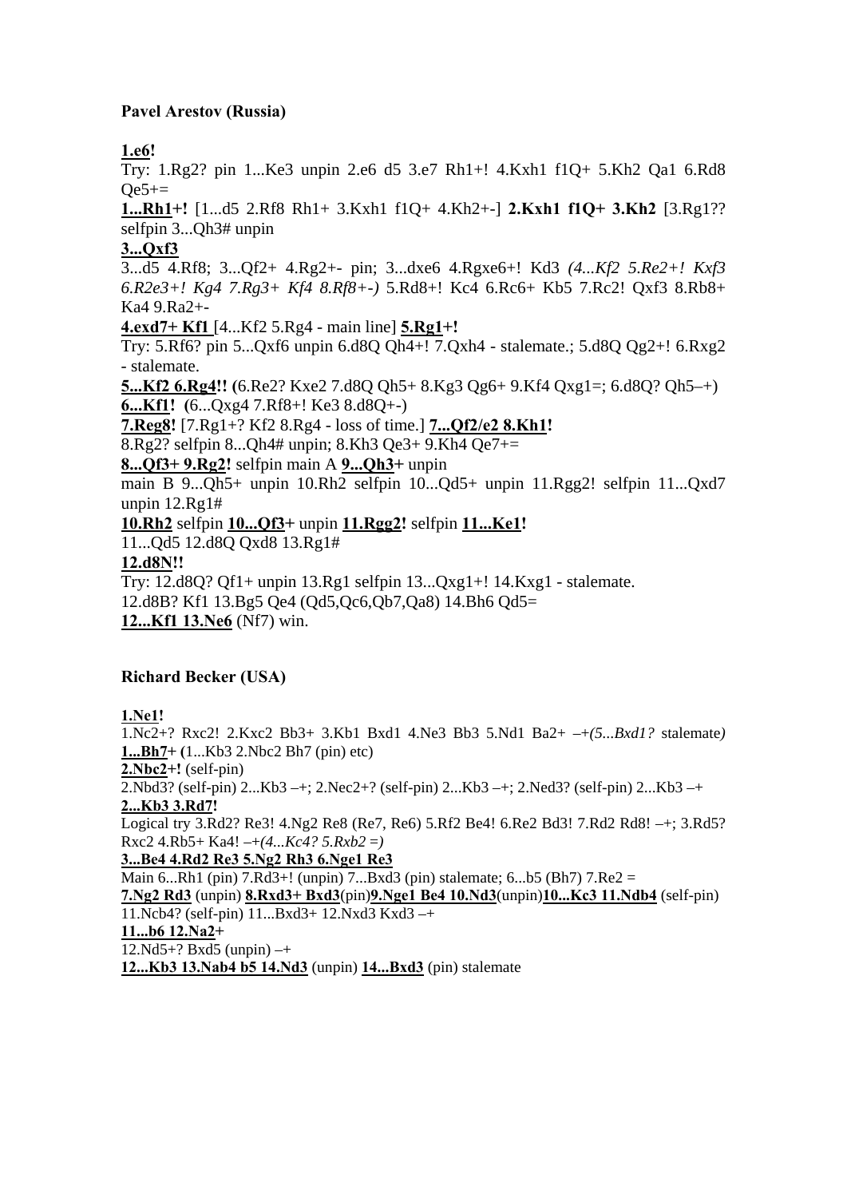**Pavel Arestov (Russia)**

**1.e6!**

Try: 1.Rg2? pin 1...Ke3 unpin 2.e6 d5 3.e7 Rh1+! 4.Kxh1 f1Q+ 5.Kh2 Qa1 6.Rd8 Qe5+=

**1...Rh1+!** [1...d5 2.Rf8 Rh1+ 3.Kxh1 f1Q+ 4.Kh2+-] **2.Kxh1 f1Q+ 3.Kh2** [3.Rg1?? selfpin 3...Qh3# unpin

**3...Qxf3**

3...d5 4.Rf8; 3...Qf2+ 4.Rg2+- pin; 3...dxe6 4.Rgxe6+! Kd3 *(4...Kf2 5.Re2+! Kxf3 6.R2e3+! Kg4 7.Rg3+ Kf4 8.Rf8+-)* 5.Rd8+! Kc4 6.Rc6+ Kb5 7.Rc2! Qxf3 8.Rb8+ Ka4 9.Ra2+-

**4.exd7+ Kf1** [4...Kf2 5.Rg4 - main line] **5.Rg1+!**

Try: 5.Rf6? pin 5...Qxf6 unpin 6.d8Q Qh4+! 7.Qxh4 - stalemate.; 5.d8Q Qg2+! 6.Rxg2 - stalemate.

**5...Kf2 6.Rg4!!** (6.Re2? Kxe2 7.d8Q Qh5+ 8.Kg3 Qg6+ 9.Kf4 Qxg1=; 6.d8Q? Qh5–+)

**6...Kf1!** (6...Qxg4 7.Rf8+! Ke3 8.d8Q+-)

**7.Reg8!** [7.Rg1+? Kf2 8.Rg4 - loss of time.] **7...Qf2/e2 8.Kh1!**

8.Rg2? selfpin 8...Qh4# unpin; 8.Kh3 Qe3+ 9.Kh4 Qe7+=

**8...Qf3+ 9.Rg2!** selfpin main A **9...Qh3+** unpin

main B 9...Qh5+ unpin 10.Rh2 selfpin 10...Qd5+ unpin 11.Rgg2! selfpin 11...Qxd7 unpin 12.Rg1#

**10.Rh2** selfpin **10...Qf3+** unpin **11.Rgg2!** selfpin **11...Ke1!**

11...Qd5 12.d8Q Qxd8 13.Rg1#

**12.d8N!!**

Try: 12.d8Q? Qf1+ unpin 13.Rg1 selfpin 13...Qxg1+! 14.Kxg1 - stalemate.

12.d8B? Kf1 13.Bg5 Qe4 (Qd5,Qc6,Qb7,Qa8) 14.Bh6 Qd5=

**12...Kf1 13.Ne6** (Nf7) win.

**Richard Becker (USA)**

**1.Ne1!**

1.Nc2+? Rxc2! 2.Kxc2 Bb3+ 3.Kb1 Bxd1 4.Ne3 Bb3 5.Nd1 Ba2+ –+*(5...Bxd1?* stalemate*)*

**1...Bh7+** (1...Kb3 2.Nbc2 Bh7 (pin) etc)

**2.Nbc2+!** (self-pin)

2.Nbd3? (self-pin) 2...Kb3 –+; 2.Nec2+? (self-pin) 2...Kb3 –+; 2.Ned3? (self-pin) 2...Kb3 –+

**2...Kb3 3.Rd7!**

Logical try 3.Rd2? Re3! 4.Ng2 Re8 (Re7, Re6) 5.Rf2 Be4! 6.Re2 Bd3! 7.Rd2 Rd8! –+; 3.Rd5? Rxc2 4.Rb5+ Ka4! –+*(4...Kc4? 5.Rxb2 =)*

**3...Be4 4.Rd2 Re3 5.Ng2 Rh3 6.Nge1 Re3**

Main 6...Rh1 (pin) 7.Rd3+! (unpin) 7...Bxd3 (pin) stalemate; 6...b5 (Bh7) 7.Re2 =

**7.Ng2 Rd3** (unpin) **8.Rxd3+ Bxd3**(pin)**9.Nge1 Be4 10.Nd3**(unpin)**10...Kc3 11.Ndb4** (self-pin)

11.Ncb4? (self-pin) 11...Bxd3+ 12.Nxd3 Kxd3 –+

**11...b6 12.Na2+**

12.Nd5+? Bxd5 (unpin) –+

**12...Kb3 13.Nab4 b5 14.Nd3** (unpin) **14...Bxd3** (pin) stalemate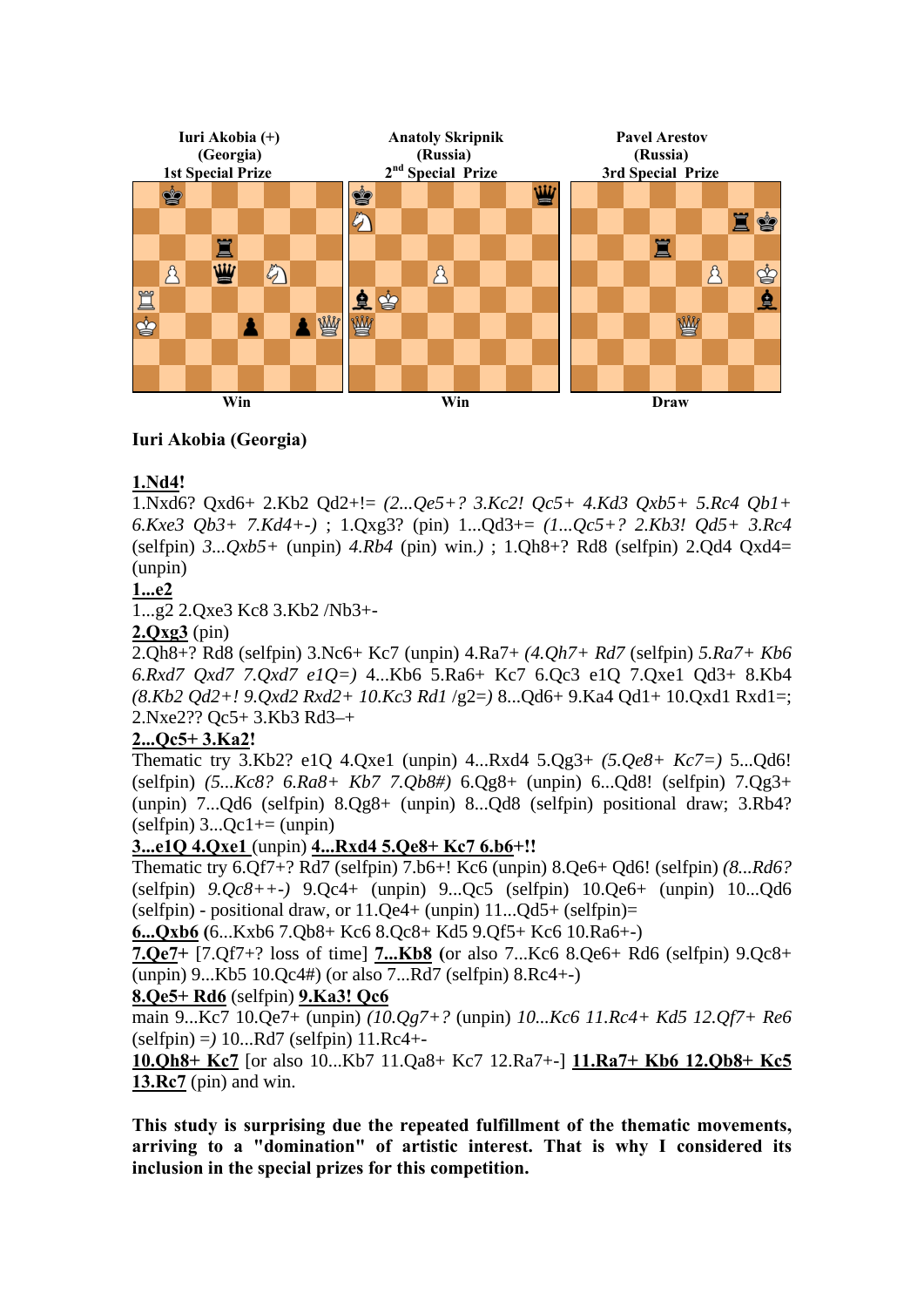| Iuri Akobia (+) (Georgia) 1st Special Prize | Anatoly Skripnik (Russia) 2[nd] Special Prize | Pavel Arestov (Russia) 3rd Special Prize |
|---|---|---|
| Win | Win | Draw |

**Iuri Akobia (Georgia)**

**1.Nd4!**
1.Nxd6? Qxd6+ 2.Kb2 Qd2+!= *(2...Qe5+? 3.Kc2! Qc5+ 4.Kd3 Qxb5+ 5.Rc4 Qb1+ 6.Kxe3 Qb3+ 7.Kd4+-)* ; 1.Qxg3? (pin) 1...Qd3+= *(1...Qc5+? 2.Kb3! Qd5+ 3.Rc4* (selfpin) *3...Qxb5+* (unpin) *4.Rb4* (pin) win.*)* ; 1.Qh8+? Rd8 (selfpin) 2.Qd4 Qxd4= (unpin)

**1...e2**
1...g2 2.Qxe3 Kc8 3.Kb2 /Nb3+-

**2.Qxg3** (pin)
2.Qh8+? Rd8 (selfpin) 3.Nc6+ Kc7 (unpin) 4.Ra7+ *(4.Qh7+ Rd7* (selfpin) *5.Ra7+ Kb6 6.Rxd7 Qxd7 7.Qxd7 e1Q=)* 4...Kb6 5.Ra6+ Kc7 6.Qc3 e1Q 7.Qxe1 Qd3+ 8.Kb4 *(8.Kb2 Qd2+! 9.Qxd2 Rxd2+ 10.Kc3 Rd1* /g2=*)* 8...Qd6+ 9.Ka4 Qd1+ 10.Qxd1 Rxd1=; 2.Nxe2?? Qc5+ 3.Kb3 Rd3–+

**2...Qc5+ 3.Ka2!**
Thematic try 3.Kb2? e1Q 4.Qxe1 (unpin) 4...Rxd4 5.Qg3+ *(5.Qe8+ Kc7=)* 5...Qd6! (selfpin) *(5...Kc8? 6.Ra8+ Kb7 7.Qb8#)* 6.Qg8+ (unpin) 6...Qd8! (selfpin) 7.Qg3+ (unpin) 7...Qd6 (selfpin) 8.Qg8+ (unpin) 8...Qd8 (selfpin) positional draw; 3.Rb4? (selfpin) 3...Qc1+= (unpin)

**3...e1Q 4.Qxe1** (unpin) **4...Rxd4 5.Qe8+ Kc7 6.b6+!!**
Thematic try 6.Qf7+? Rd7 (selfpin) 7.b6+! Kc6 (unpin) 8.Qe6+ Qd6! (selfpin) *(8...Rd6?* (selfpin) *9.Qc8++-)* 9.Qc4+ (unpin) 9...Qc5 (selfpin) 10.Qe6+ (unpin) 10...Qd6 (selfpin) - positional draw, or 11.Qe4+ (unpin) 11...Qd5+ (selfpin)=

**6...Qxb6** (6...Kxb6 7.Qb8+ Kc6 8.Qc8+ Kd5 9.Qf5+ Kc6 10.Ra6+-)

**7.Qe7+** [7.Qf7+? loss of time] **7...Kb8** (or also 7...Kc6 8.Qe6+ Rd6 (selfpin) 9.Qc8+ (unpin) 9...Kb5 10.Qc4#) (or also 7...Rd7 (selfpin) 8.Rc4+-)

**8.Qe5+ Rd6** (selfpin) **9.Ka3! Qc6**
main 9...Kc7 10.Qe7+ (unpin) *(10.Qg7+?* (unpin) *10...Kc6 11.Rc4+ Kd5 12.Qf7+ Re6* (selfpin) *=)* 10...Rd7 (selfpin) 11.Rc4+-

**10.Qh8+ Kc7** [or also 10...Kb7 11.Qa8+ Kc7 12.Ra7+-] **11.Ra7+ Kb6 12.Qb8+ Kc5 13.Rc7** (pin) and win.

**This study is surprising due the repeated fulfillment of the thematic movements, arriving to a "domination" of artistic interest. That is why I considered its inclusion in the special prizes for this competition.**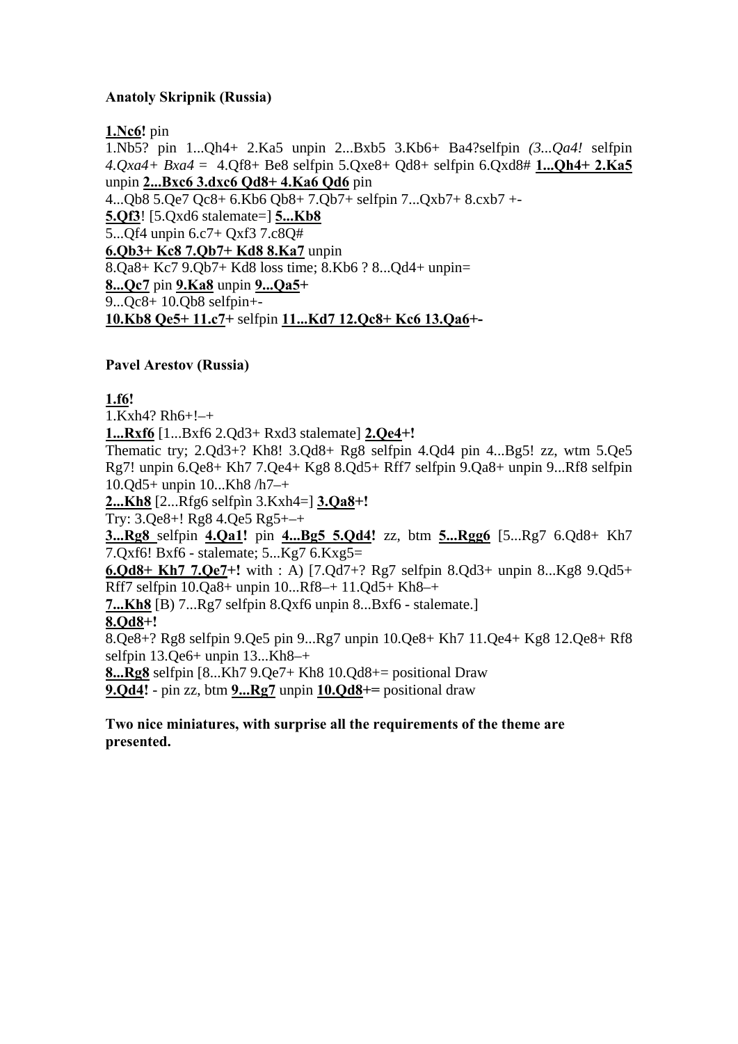**Anatoly Skripnik (Russia)**

**1.Nc6!** pin
1.Nb5? pin 1...Qh4+ 2.Ka5 unpin 2...Bxb5 3.Kb6+ Ba4?selfpin *(3...Qa4!* selfpin *4.Qxa4+ Bxa4 =* 4.Qf8+ Be8 selfpin 5.Qxe8+ Qd8+ selfpin 6.Qxd8# **1...Qh4+ 2.Ka5** unpin **2...Bxc6 3.dxc6 Qd8+ 4.Ka6 Qd6** pin
4...Qb8 5.Qe7 Qc8+ 6.Kb6 Qb8+ 7.Qb7+ selfpin 7...Qxb7+ 8.cxb7 +-
**5.Qf3**! [5.Qxd6 stalemate=] **5...Kb8**
5...Qf4 unpin 6.c7+ Qxf3 7.c8Q#
**6.Qb3+ Kc8 7.Qb7+ Kd8 8.Ka7** unpin
8.Qa8+ Kc7 9.Qb7+ Kd8 loss time; 8.Kb6 ? 8...Qd4+ unpin=
**8...Qc7** pin **9.Ka8** unpin **9...Qa5+**
9...Qc8+ 10.Qb8 selfpin+-
**10.Kb8 Qe5+ 11.c7+** selfpin **11...Kd7 12.Qc8+ Kc6 13.Qa6+-**

**Pavel Arestov (Russia)**

**1.f6!**
1.Kxh4? Rh6+!–+
**1...Rxf6** [1...Bxf6 2.Qd3+ Rxd3 stalemate] **2.Qe4+!**
Thematic try; 2.Qd3+? Kh8! 3.Qd8+ Rg8 selfpin 4.Qd4 pin 4...Bg5! zz, wtm 5.Qe5 Rg7! unpin 6.Qe8+ Kh7 7.Qe4+ Kg8 8.Qd5+ Rff7 selfpin 9.Qa8+ unpin 9...Rf8 selfpin 10.Qd5+ unpin 10...Kh8 /h7–+
**2...Kh8** [2...Rfg6 selfpin 3.Kxh4=] **3.Qa8+!**
Try: 3.Qe8+! Rg8 4.Qe5 Rg5+–+
**3...Rg8** selfpin **4.Qa1!** pin **4...Bg5 5.Qd4!** zz, btm **5...Rgg6** [5...Rg7 6.Qd8+ Kh7 7.Qxf6! Bxf6 - stalemate; 5...Kg7 6.Kxg5=
**6.Qd8+ Kh7 7.Qe7+!** with : A) [7.Qd7+? Rg7 selfpin 8.Qd3+ unpin 8...Kg8 9.Qd5+ Rff7 selfpin 10.Qa8+ unpin 10...Rf8–+ 11.Qd5+ Kh8–+
**7...Kh8** [B) 7...Rg7 selfpin 8.Qxf6 unpin 8...Bxf6 - stalemate.]
**8.Qd8+!**
8.Qe8+? Rg8 selfpin 9.Qe5 pin 9...Rg7 unpin 10.Qe8+ Kh7 11.Qe4+ Kg8 12.Qe8+ Rf8 selfpin 13.Qe6+ unpin 13...Kh8–+
**8...Rg8** selfpin [8...Kh7 9.Qe7+ Kh8 10.Qd8+= positional Draw
**9.Qd4!** - pin zz, btm **9...Rg7** unpin **10.Qd8+=** positional draw

**Two nice miniatures, with surprise all the requirements of the theme are presented.**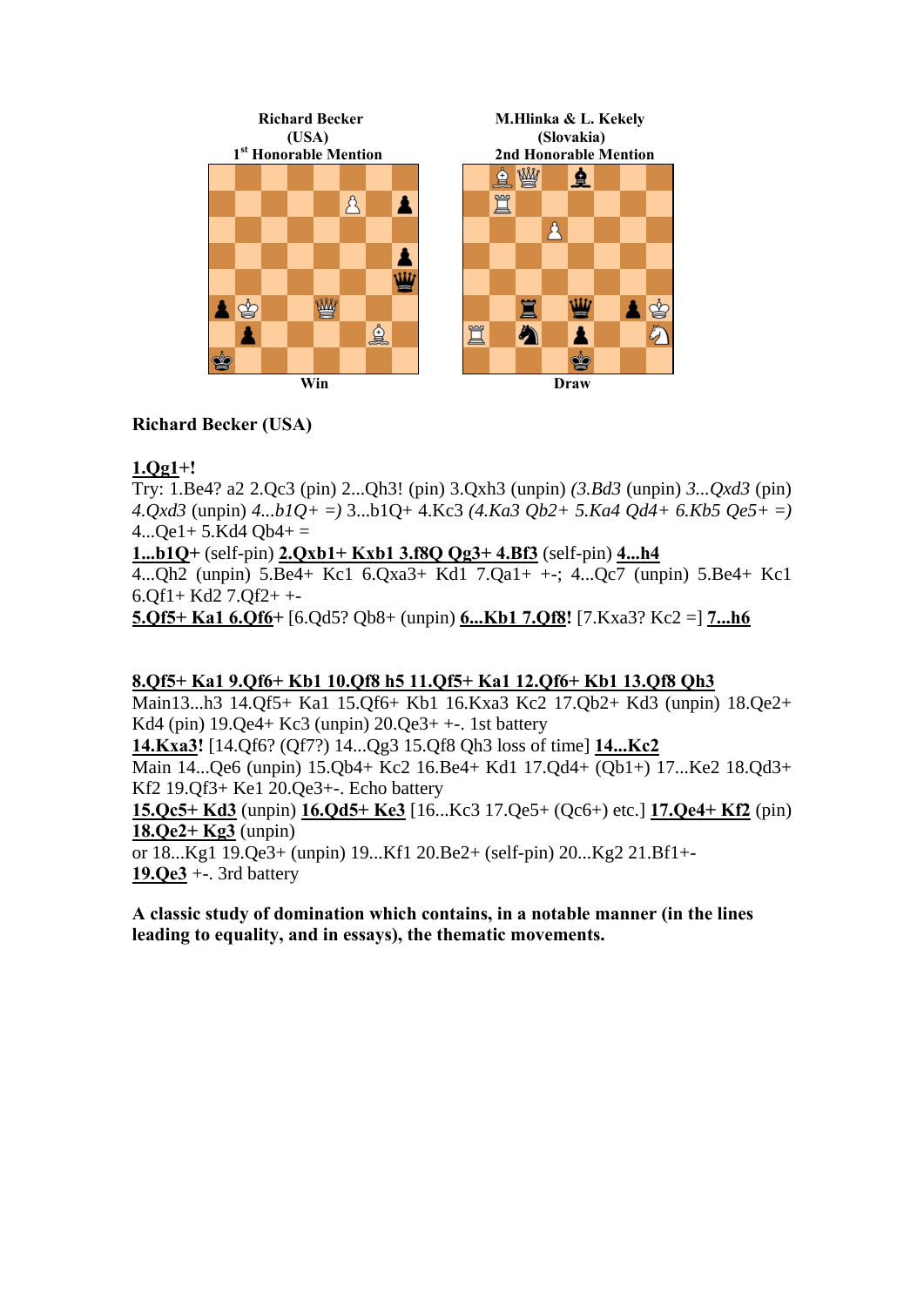**Richard Becker**
**(USA)**
**1st Honorable Mention**

Win

**M.Hlinka & L. Kekely**
**(Slovakia)**
**2nd Honorable Mention**

Draw

**Richard Becker (USA)**

**1.Qg1+!**
Try: 1.Be4? a2 2.Qc3 (pin) 2...Qh3! (pin) 3.Qxh3 (unpin) *(3.Bd3* (unpin) *3...Qxd3* (pin) *4.Qxd3* (unpin) *4...b1Q+ =)* 3...b1Q+ 4.Kc3 *(4.Ka3 Qb2+ 5.Ka4 Qd4+ 6.Kb5 Qe5+ =)* 4...Qe1+ 5.Kd4 Qb4+ =
**1...b1Q+** (self-pin) **2.Qxb1+ Kxb1 3.f8Q Qg3+ 4.Bf3** (self-pin) **4...h4**
4...Qh2 (unpin) 5.Be4+ Kc1 6.Qxa3+ Kd1 7.Qa1+ +-; 4...Qc7 (unpin) 5.Be4+ Kc1 6.Qf1+ Kd2 7.Qf2+ +-
**5.Qf5+ Ka1 6.Qf6+** [6.Qd5? Qb8+ (unpin) **6...Kb1 7.Qf8!** [7.Kxa3? Kc2 =] **7...h6**

**8.Qf5+ Ka1 9.Qf6+ Kb1 10.Qf8 h5 11.Qf5+ Ka1 12.Qf6+ Kb1 13.Qf8 Qh3**
Main13...h3 14.Qf5+ Ka1 15.Qf6+ Kb1 16.Kxa3 Kc2 17.Qb2+ Kd3 (unpin) 18.Qe2+ Kd4 (pin) 19.Qe4+ Kc3 (unpin) 20.Qe3+ +-. 1st battery
**14.Kxa3!** [14.Qf6? (Qf7?) 14...Qg3 15.Qf8 Qh3 loss of time] **14...Kc2**
Main 14...Qe6 (unpin) 15.Qb4+ Kc2 16.Be4+ Kd1 17.Qd4+ (Qb1+) 17...Ke2 18.Qd3+ Kf2 19.Qf3+ Ke1 20.Qe3+-. Echo battery
**15.Qc5+ Kd3** (unpin) **16.Qd5+ Ke3** [16...Kc3 17.Qe5+ (Qc6+) etc.] **17.Qe4+ Kf2** (pin) **18.Qe2+ Kg3** (unpin)
or 18...Kg1 19.Qe3+ (unpin) 19...Kf1 20.Be2+ (self-pin) 20...Kg2 21.Bf1+-
**19.Qe3** +-. 3rd battery

**A classic study of domination which contains, in a notable manner (in the lines leading to equality, and in essays), the thematic movements.**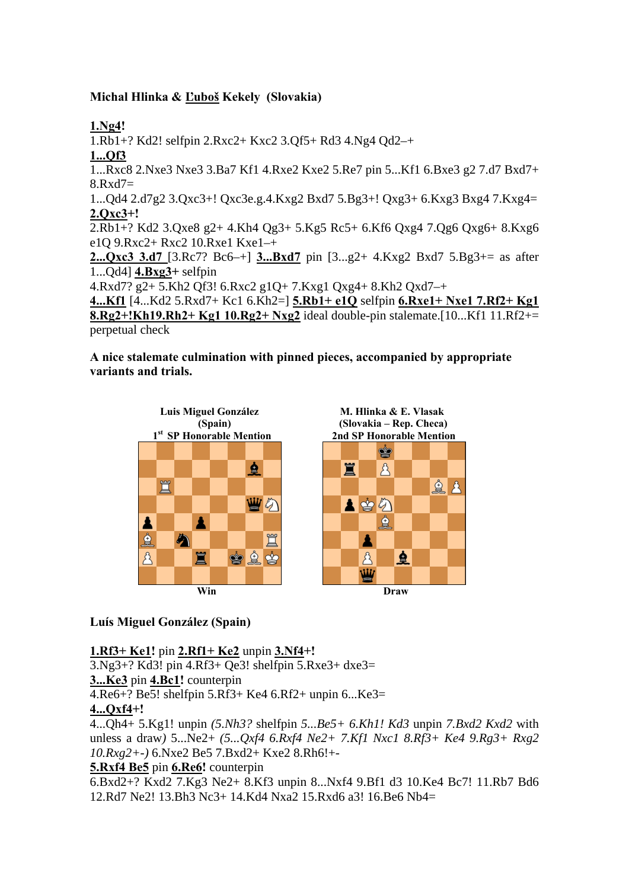**Michal Hlinka & Ľuboš Kekely (Slovakia)**

**1.Ng4!**

1.Rb1+? Kd2! selfpin 2.Rxc2+ Kxc2 3.Qf5+ Rd3 4.Ng4 Qd2–+

**1...Qf3**

1...Rxc8 2.Nxe3 Nxe3 3.Ba7 Kf1 4.Rxe2 Kxe2 5.Re7 pin 5...Kf1 6.Bxe3 g2 7.d7 Bxd7+ 8.Rxd7=

1...Qd4 2.d7g2 3.Qxc3+! Qxc3e.g.4.Kxg2 Bxd7 5.Bg3+! Qxg3+ 6.Kxg3 Bxg4 7.Kxg4=

**2.Qxc3+!**

2.Rb1+? Kd2 3.Qxe8 g2+ 4.Kh4 Qg3+ 5.Kg5 Rc5+ 6.Kf6 Qxg4 7.Qg6 Qxg6+ 8.Kxg6 e1Q 9.Rxc2+ Rxc2 10.Rxe1 Kxe1–+

**2...Qxc3 3.d7** [3.Rc7? Bc6–+] **3...Bxd7** pin [3...g2+ 4.Kxg2 Bxd7 5.Bg3+= as after 1...Qd4] **4.Bxg3+** selfpin

4.Rxd7? g2+ 5.Kh2 Qf3! 6.Rxc2 g1Q+ 7.Kxg1 Qxg4+ 8.Kh2 Qxd7–+

**4...Kf1** [4...Kd2 5.Rxd7+ Kc1 6.Kh2=] **5.Rb1+ e1Q** selfpin **6.Rxe1+ Nxe1 7.Rf2+ Kg1 8.Rg2+!Kh19.Rh2+ Kg1 10.Rg2+ Nxg2** ideal double-pin stalemate.[10...Kf1 11.Rf2+= perpetual check

**A nice stalemate culmination with pinned pieces, accompanied by appropriate variants and trials.**

**Luis Miguel González (Spain)**
**1st SP Honorable Mention**

Win

**M. Hlinka & E. Vlasak (Slovakia – Rep. Checa)**
**2nd SP Honorable Mention**

Draw

**Luís Miguel González (Spain)**

**1.Rf3+ Ke1!** pin **2.Rf1+ Ke2** unpin **3.Nf4+!**

3.Ng3+? Kd3! pin 4.Rf3+ Qe3! shelfpin 5.Rxe3+ dxe3=

**3...Ke3** pin **4.Bc1!** counterpin

4.Re6+? Be5! shelfpin 5.Rf3+ Ke4 6.Rf2+ unpin 6...Ke3=

**4...Qxf4+!**

4...Qh4+ 5.Kg1! unpin *(5.Nh3?* shelfpin *5...Be5+ 6.Kh1! Kd3* unpin *7.Bxd2 Kxd2* with unless a draw*)* 5...Ne2+ *(5...Qxf4 6.Rxf4 Ne2+ 7.Kf1 Nxc1 8.Rf3+ Ke4 9.Rg3+ Rxg2 10.Rxg2+-)* 6.Nxe2 Be5 7.Bxd2+ Kxe2 8.Rh6!+-

**5.Rxf4 Be5** pin **6.Re6!** counterpin

6.Bxd2+? Kxd2 7.Kg3 Ne2+ 8.Kf3 unpin 8...Nxf4 9.Bf1 d3 10.Ke4 Bc7! 11.Rb7 Bd6 12.Rd7 Ne2! 13.Bh3 Nc3+ 14.Kd4 Nxa2 15.Rxd6 a3! 16.Be6 Nb4=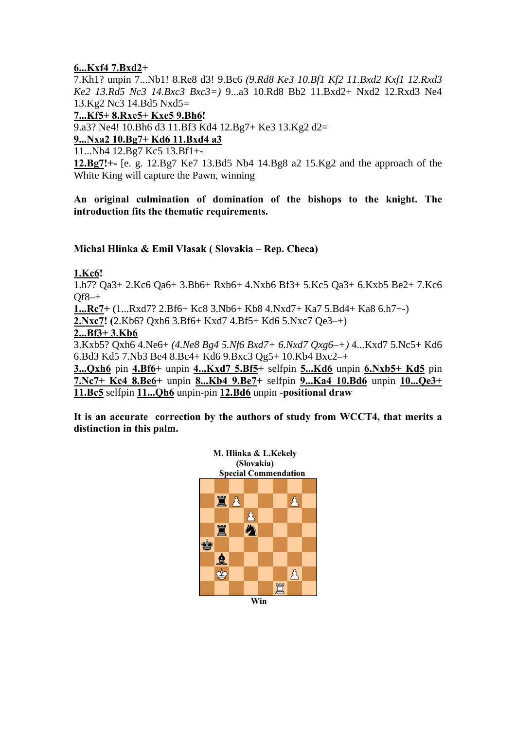**6...Kxf4 7.Bxd2+**

7.Kh1? unpin 7...Nb1! 8.Re8 d3! 9.Bc6 *(9.Rd8 Ke3 10.Bf1 Kf2 11.Bxd2 Kxf1 12.Rxd3 Ke2 13.Rd5 Nc3 14.Bxc3 Bxc3=)* 9...a3 10.Rd8 Bb2 11.Bxd2+ Nxd2 12.Rxd3 Ne4 13.Kg2 Nc3 14.Bd5 Nxd5=

**7...Kf5+ 8.Rxe5+ Kxe5 9.Bh6!**

9.a3? Ne4! 10.Bh6 d3 11.Bf3 Kd4 12.Bg7+ Ke3 13.Kg2 d2=

**9...Nxa2 10.Bg7+ Kd6 11.Bxd4 a3**

11...Nb4 12.Bg7 Kc5 13.Bf1+-

**12.Bg7!+-** [e. g. 12.Bg7 Ke7 13.Bd5 Nb4 14.Bg8 a2 15.Kg2 and the approach of the White King will capture the Pawn, winning

**An original culmination of domination of the bishops to the knight. The introduction fits the thematic requirements.**

**Michal Hlinka & Emil Vlasak ( Slovakia – Rep. Checa)**

**1.Kc6!**

1.h7? Qa3+ 2.Kc6 Qa6+ 3.Bb6+ Rxb6+ 4.Nxb6 Bf3+ 5.Kc5 Qa3+ 6.Kxb5 Be2+ 7.Kc6 Qf8–+

**1...Rc7+** (1...Rxd7? 2.Bf6+ Kc8 3.Nb6+ Kb8 4.Nxd7+ Ka7 5.Bd4+ Ka8 6.h7+-)

**2.Nxc7!** (2.Kb6? Qxh6 3.Bf6+ Kxd7 4.Bf5+ Kd6 5.Nxc7 Qe3–+)

**2...Bf3+ 3.Kb6**

3.Kxb5? Qxh6 4.Ne6+ *(4.Ne8 Bg4 5.Nf6 Bxd7+ 6.Nxd7 Qxg6–+)* 4...Kxd7 5.Nc5+ Kd6 6.Bd3 Kd5 7.Nb3 Be4 8.Bc4+ Kd6 9.Bxc3 Qg5+ 10.Kb4 Bxc2–+

**3...Qxh6** pin **4.Bf6+** unpin **4...Kxd7 5.Bf5+** selfpin **5...Kd6** unpin **6.Nxb5+ Kd5** pin **7.Nc7+ Kc4 8.Be6+** unpin **8...Kb4 9.Be7+** selfpin **9...Ka4 10.Bd6** unpin **10...Qe3+ 11.Bc5** selfpin **11...Qh6** unpin-pin **12.Bd6** unpin -**positional draw**

**It is an accurate correction by the authors of study from WCCT4, that merits a distinction in this palm.**

**M. Hlinka & L.Kekely**
**(Slovakia)**
**Special Commendation**

**Win**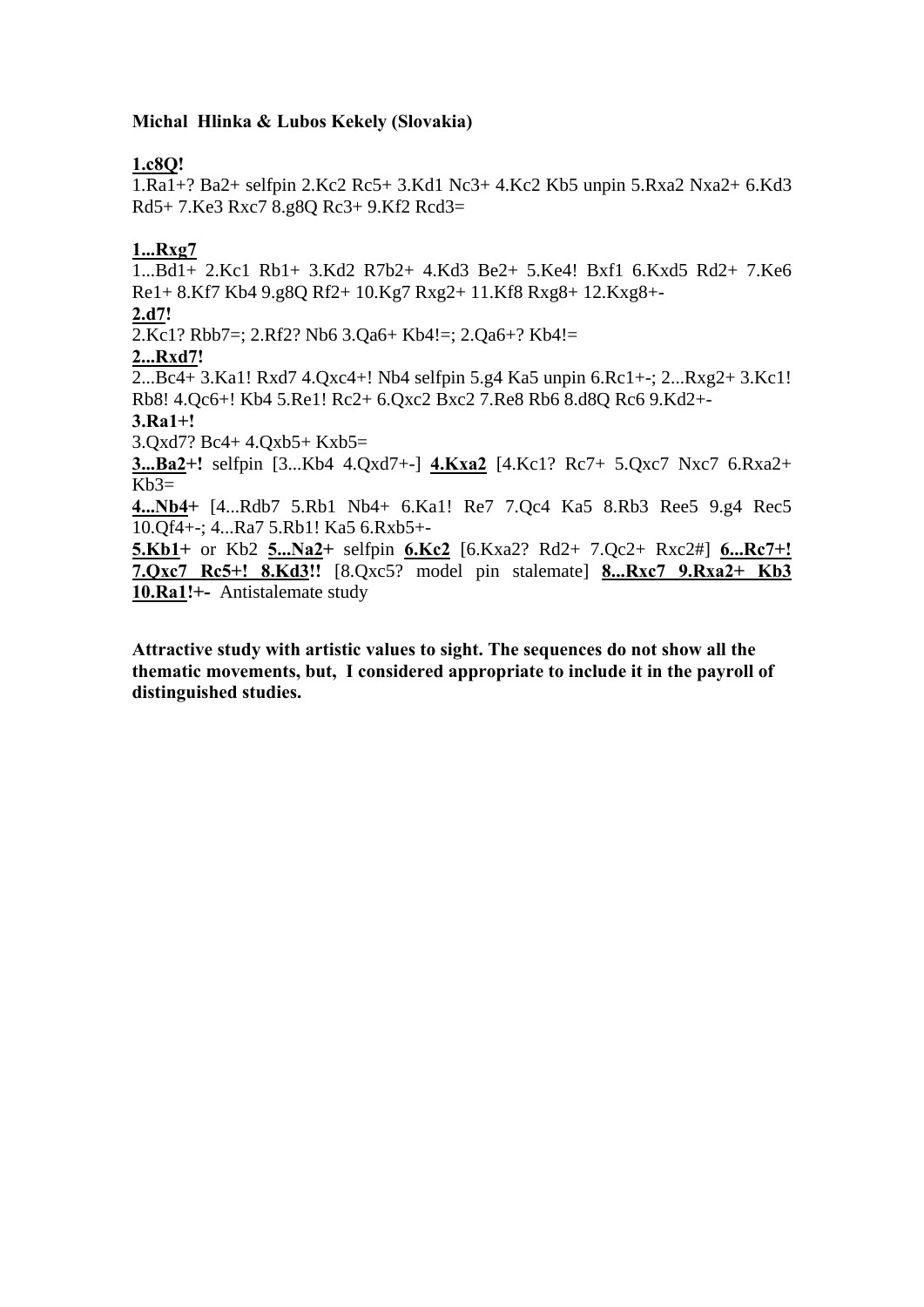**Michal Hlinka & Lubos Kekely (Slovakia)**

**1.c8Q!**

1.Ra1+? Ba2+ selfpin 2.Kc2 Rc5+ 3.Kd1 Nc3+ 4.Kc2 Kb5 unpin 5.Rxa2 Nxa2+ 6.Kd3 Rd5+ 7.Ke3 Rxc7 8.g8Q Rc3+ 9.Kf2 Rcd3=

**1...Rxg7**

1...Bd1+ 2.Kc1 Rb1+ 3.Kd2 R7b2+ 4.Kd3 Be2+ 5.Ke4! Bxf1 6.Kxd5 Rd2+ 7.Ke6 Re1+ 8.Kf7 Kb4 9.g8Q Rf2+ 10.Kg7 Rxg2+ 11.Kf8 Rxg8+ 12.Kxg8+-

**2.d7!**

2.Kc1? Rbb7=; 2.Rf2? Nb6 3.Qa6+ Kb4!=; 2.Qa6+? Kb4!=

**2...Rxd7!**

2...Bc4+ 3.Ka1! Rxd7 4.Qxc4+! Nb4 selfpin 5.g4 Ka5 unpin 6.Rc1+-; 2...Rxg2+ 3.Kc1! Rb8! 4.Qc6+! Kb4 5.Re1! Rc2+ 6.Qxc2 Bxc2 7.Re8 Rb6 8.d8Q Rc6 9.Kd2+-

**3.Ra1+!**

3.Qxd7? Bc4+ 4.Qxb5+ Kxb5=

**3...Ba2+!** selfpin [3...Kb4 4.Qxd7+-] **4.Kxa2** [4.Kc1? Rc7+ 5.Qxc7 Nxc7 6.Rxa2+ Kb3=

**4...Nb4+** [4...Rdb7 5.Rb1 Nb4+ 6.Ka1! Re7 7.Qc4 Ka5 8.Rb3 Ree5 9.g4 Rec5 10.Qf4+-; 4...Ra7 5.Rb1! Ka5 6.Rxb5+-

**5.Kb1+** or Kb2 **5...Na2+** selfpin **6.Kc2** [6.Kxa2? Rd2+ 7.Qc2+ Rxc2#] **6...Rc7+! 7.Qxc7 Rc5+! 8.Kd3!!** [8.Qxc5? model pin stalemate] **8...Rxc7 9.Rxa2+ Kb3 10.Ra1!+-** Antistalemate study

**Attractive study with artistic values to sight. The sequences do not show all the thematic movements, but, I considered appropriate to include it in the payroll of distinguished studies.**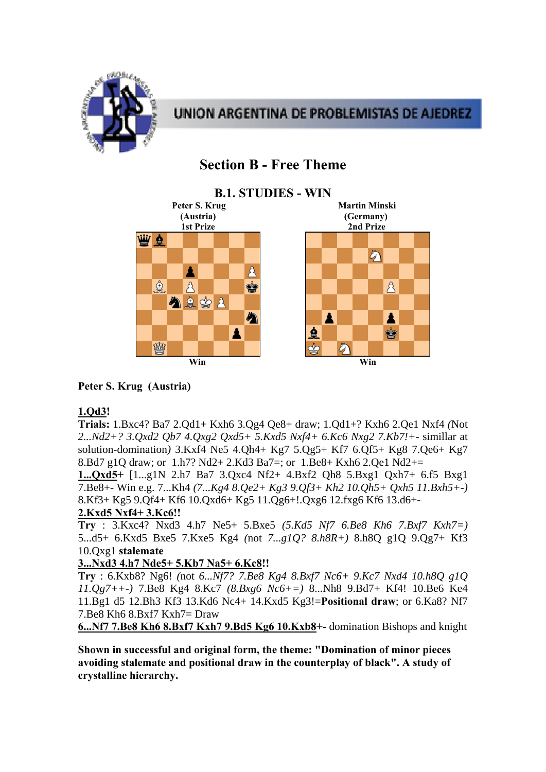UNION ARGENTINA DE PROBLEMISTAS DE AJEDREZ

# Section B - Free Theme

## B.1. STUDIES - WIN

| Peter S. Krug (Austria) 1st Prize | Martin Minski (Germany) 2nd Prize |
| --- | --- |
| Win | Win |

**Peter S. Krug (Austria)**

**1.Qd3!**

**Trials:** 1.Bxc4? Ba7 2.Qd1+ Kxh6 3.Qg4 Qe8+ draw; 1.Qd1+? Kxh6 2.Qe1 Nxf4 *(Not 2...Nd2+? 3.Qxd2 Qb7 4.Qxg2 Qxd5+ 5.Kxd5 Nxf4+ 6.Kc6 Nxg2 7.Kb7!+-* simillar at solution-domination*)* 3.Kxf4 Ne5 4.Qh4+ Kg7 5.Qg5+ Kf7 6.Qf5+ Kg8 7.Qe6+ Kg7 8.Bd7 g1Q draw; or 1.h7? Nd2+ 2.Kd3 Ba7=; or 1.Be8+ Kxh6 2.Qe1 Nd2+=

**1...Qxd5+** [1...g1N 2.h7 Ba7 3.Qxc4 Nf2+ 4.Bxf2 Qh8 5.Bxg1 Qxh7+ 6.f5 Bxg1 7.Be8+- Win e.g. 7...Kh4 *(7...Kg4 8.Qe2+ Kg3 9.Qf3+ Kh2 10.Qh5+ Qxh5 11.Bxh5+-)* 8.Kf3+ Kg5 9.Qf4+ Kf6 10.Qxd6+ Kg5 11.Qg6+!.Qxg6 12.fxg6 Kf6 13.d6+-

**2.Kxd5 Nxf4+ 3.Kc6!!**

**Try** : 3.Kxc4? Nxd3 4.h7 Ne5+ 5.Bxe5 *(5.Kd5 Nf7 6.Be8 Kh6 7.Bxf7 Kxh7=)* 5...d5+ 6.Kxd5 Bxe5 7.Kxe5 Kg4 *(not 7...g1Q? 8.h8R+)* 8.h8Q g1Q 9.Qg7+ Kf3 10.Qxg1 **stalemate**

**3...Nxd3 4.h7 Nde5+ 5.Kb7 Na5+ 6.Kc8!!**

**Try** : 6.Kxb8? Ng6! *(not 6...Nf7? 7.Be8 Kg4 8.Bxf7 Nc6+ 9.Kc7 Nxd4 10.h8Q g1Q 11.Qg7++-)* 7.Be8 Kg4 8.Kc7 *(8.Bxg6 Nc6+=)* 8...Nh8 9.Bd7+ Kf4! 10.Be6 Ke4 11.Bg1 d5 12.Bh3 Kf3 13.Kd6 Nc4+ 14.Kxd5 Kg3!=**Positional draw**; or 6.Ka8? Nf7 7.Be8 Kh6 8.Bxf7 Kxh7= Draw

**6...Nf7 7.Be8 Kh6 8.Bxf7 Kxh7 9.Bd5 Kg6 10.Kxb8+-** domination Bishops and knight

**Shown in successful and original form, the theme: "Domination of minor pieces avoiding stalemate and positional draw in the counterplay of black". A study of crystalline hierarchy.**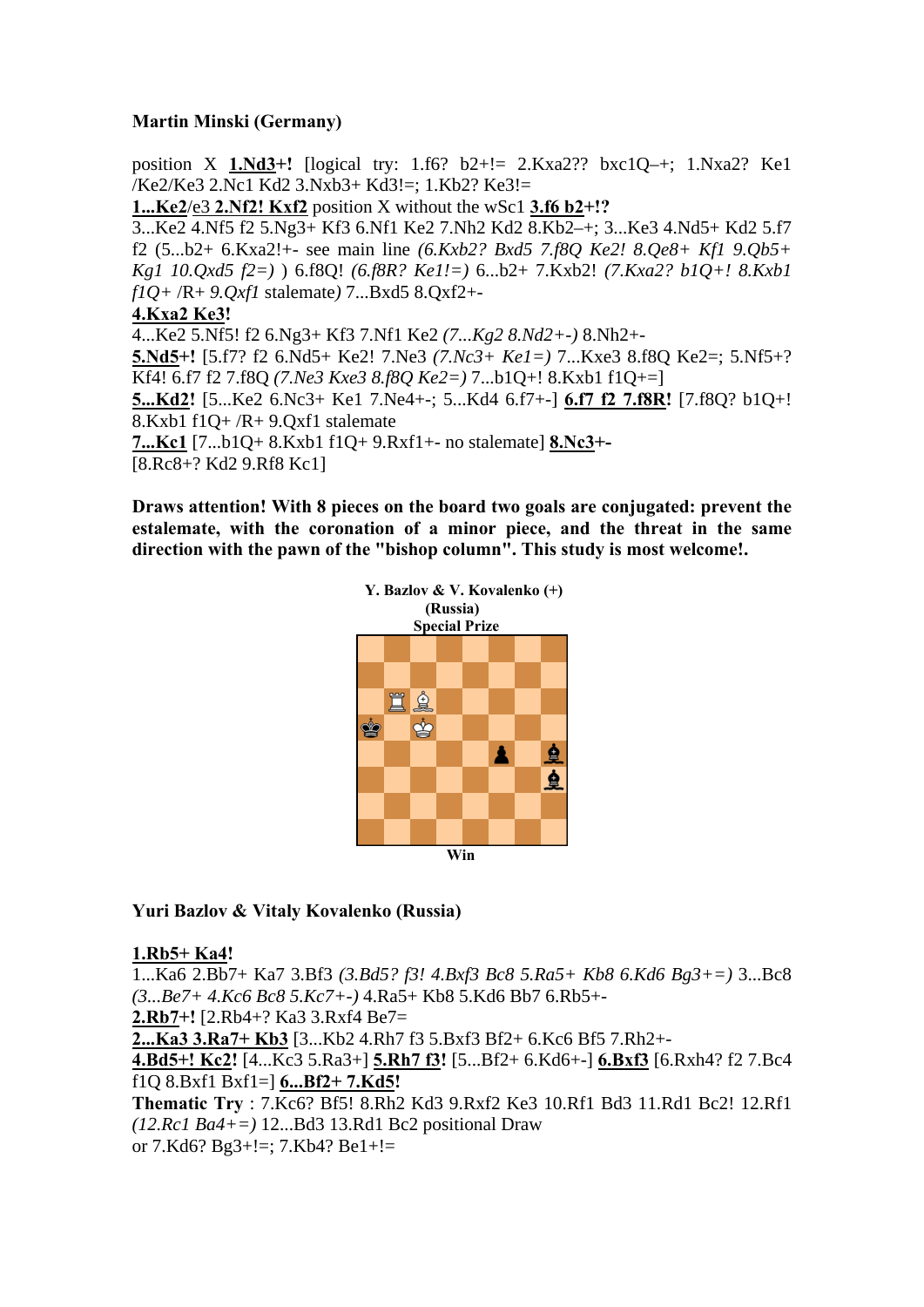**Martin Minski (Germany)**

position X **1.Nd3+!** [logical try: 1.f6? b2+!= 2.Kxa2?? bxc1Q–+; 1.Nxa2? Ke1 /Ke2/Ke3 2.Nc1 Kd2 3.Nxb3+ Kd3!=; 1.Kb2? Ke3!=

**1...Ke2**/e3 **2.Nf2! Kxf2** position X without the wSc1 **3.f6 b2+!?**

3...Ke2 4.Nf5 f2 5.Ng3+ Kf3 6.Nf1 Ke2 7.Nh2 Kd2 8.Kb2–+; 3...Ke3 4.Nd5+ Kd2 5.f7 f2 (5...b2+ 6.Kxa2!+- see main line *(6.Kxb2? Bxd5 7.f8Q Ke2! 8.Qe8+ Kf1 9.Qb5+ Kg1 10.Qxd5 f2=)* ) 6.f8Q! *(6.f8R? Ke1!=)* 6...b2+ 7.Kxb2! *(7.Kxa2? b1Q+! 8.Kxb1 f1Q+* /R+ *9.Qxf1* stalemate*)* 7...Bxd5 8.Qxf2+-

**4.Kxa2 Ke3!**

4...Ke2 5.Nf5! f2 6.Ng3+ Kf3 7.Nf1 Ke2 *(7...Kg2 8.Nd2+-)* 8.Nh2+-

**5.Nd5+!** [5.f7? f2 6.Nd5+ Ke2! 7.Ne3 *(7.Nc3+ Ke1=)* 7...Kxe3 8.f8Q Ke2=; 5.Nf5+? Kf4! 6.f7 f2 7.f8Q *(7.Ne3 Kxe3 8.f8Q Ke2=)* 7...b1Q+! 8.Kxb1 f1Q+=]

**5...Kd2!** [5...Ke2 6.Nc3+ Ke1 7.Ne4+-; 5...Kd4 6.f7+-] **6.f7 f2 7.f8R!** [7.f8Q? b1Q+! 8.Kxb1 f1Q+ /R+ 9.Qxf1 stalemate

**7...Kc1** [7...b1Q+ 8.Kxb1 f1Q+ 9.Rxf1+- no stalemate] **8.Nc3+-**

[8.Rc8+? Kd2 9.Rf8 Kc1]

**Draws attention! With 8 pieces on the board two goals are conjugated: prevent the estalemate, with the coronation of a minor piece, and the threat in the same direction with the pawn of the "bishop column". This study is most welcome!.**

**Y. Bazlov & V. Kovalenko (+)**
**(Russia)**
**Special Prize**

Win

**Yuri Bazlov & Vitaly Kovalenko (Russia)**

**1.Rb5+ Ka4!**

1...Ka6 2.Bb7+ Ka7 3.Bf3 *(3.Bd5? f3! 4.Bxf3 Bc8 5.Ra5+ Kb8 6.Kd6 Bg3+=)* 3...Bc8 *(3...Be7+ 4.Kc6 Bc8 5.Kc7+-)* 4.Ra5+ Kb8 5.Kd6 Bb7 6.Rb5+-

**2.Rb7+!** [2.Rb4+? Ka3 3.Rxf4 Be7=

**2...Ka3 3.Ra7+ Kb3** [3...Kb2 4.Rh7 f3 5.Bxf3 Bf2+ 6.Kc6 Bf5 7.Rh2+-

**4.Bd5+! Kc2!** [4...Kc3 5.Ra3+] **5.Rh7 f3!** [5...Bf2+ 6.Kd6+-] **6.Bxf3** [6.Rxh4? f2 7.Bc4 f1Q 8.Bxf1 Bxf1=] **6...Bf2+ 7.Kd5!**

**Thematic Try** : 7.Kc6? Bf5! 8.Rh2 Kd3 9.Rxf2 Ke3 10.Rf1 Bd3 11.Rd1 Bc2! 12.Rf1 *(12.Rc1 Ba4+=)* 12...Bd3 13.Rd1 Bc2 positional Draw

or 7.Kd6? Bg3+!=; 7.Kb4? Be1+!=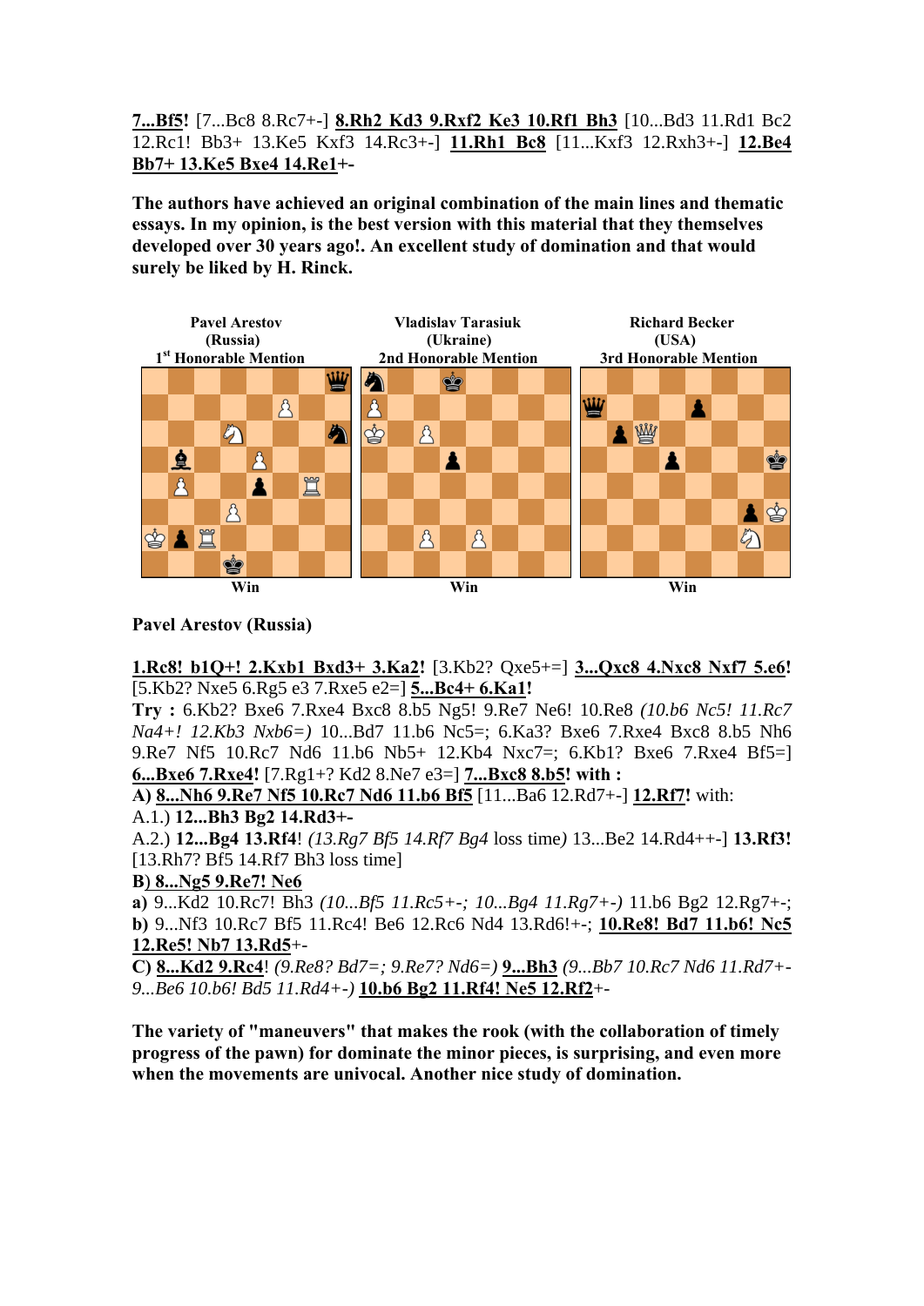**7...Bf5!** [7...Bc8 8.Rc7+-] **8.Rh2 Kd3 9.Rxf2 Ke3 10.Rf1 Bh3** [10...Bd3 11.Rd1 Bc2 12.Rc1! Bb3+ 13.Ke5 Kxf3 14.Rc3+-] **11.Rh1 Bc8** [11...Kxf3 12.Rxh3+-] **12.Be4 Bb7+ 13.Ke5 Bxe4 14.Re1**+-

**The authors have achieved an original combination of the main lines and thematic essays. In my opinion, is the best version with this material that they themselves developed over 30 years ago!. An excellent study of domination and that would surely be liked by H. Rinck.**

| Pavel Arestov (Russia) 1st Honorable Mention | Vladislav Tarasiuk (Ukraine) 2nd Honorable Mention | Richard Becker (USA) 3rd Honorable Mention |
|---|---|---|
| Win | Win | Win |

**Pavel Arestov (Russia)**

**1.Rc8! b1Q+! 2.Kxb1 Bxd3+ 3.Ka2!** [3.Kb2? Qxe5+=] **3...Qxc8 4.Nxc8 Nxf7 5.e6!** [5.Kb2? Nxe5 6.Rg5 e3 7.Rxe5 e2=] **5...Bc4+ 6.Ka1!**

**Try :** 6.Kb2? Bxe6 7.Rxe4 Bxc8 8.b5 Ng5! 9.Re7 Ne6! 10.Re8 *(10.b6 Nc5! 11.Rc7 Na4+! 12.Kb3 Nxb6=)* 10...Bd7 11.b6 Nc5=; 6.Ka3? Bxe6 7.Rxe4 Bxc8 8.b5 Nh6 9.Re7 Nf5 10.Rc7 Nd6 11.b6 Nb5+ 12.Kb4 Nxc7=; 6.Kb1? Bxe6 7.Rxe4 Bf5=] **6...Bxe6 7.Rxe4!** [7.Rg1+? Kd2 8.Ne7 e3=] **7...Bxc8 8.b5! with :**

**A) 8...Nh6 9.Re7 Nf5 10.Rc7 Nd6 11.b6 Bf5** [11...Ba6 12.Rd7+-] **12.Rf7!** with:

A.1.) **12...Bh3 Bg2 14.Rd3+-**

A.2.) **12...Bg4 13.Rf4**! *(13.Rg7 Bf5 14.Rf7 Bg4* loss time*)* 13...Be2 14.Rd4++-] **13.Rf3!** [13.Rh7? Bf5 14.Rf7 Bh3 loss time]

**B) 8...Ng5 9.Re7! Ne6**

**a)** 9...Kd2 10.Rc7! Bh3 *(10...Bf5 11.Rc5+-; 10...Bg4 11.Rg7+-)* 11.b6 Bg2 12.Rg7+-;
**b)** 9...Nf3 10.Rc7 Bf5 11.Rc4! Be6 12.Rc6 Nd4 13.Rd6!+-; **10.Re8! Bd7 11.b6! Nc5 12.Re5! Nb7 13.Rd5**+-

**C) 8...Kd2 9.Rc4**! *(9.Re8? Bd7=; 9.Re7? Nd6=)* **9...Bh3** *(9...Bb7 10.Rc7 Nd6 11.Rd7+- 9...Be6 10.b6! Bd5 11.Rd4+-)* **10.b6 Bg2 11.Rf4! Ne5 12.Rf2**+-

**The variety of "maneuvers" that makes the rook (with the collaboration of timely progress of the pawn) for dominate the minor pieces, is surprising, and even more when the movements are univocal. Another nice study of domination.**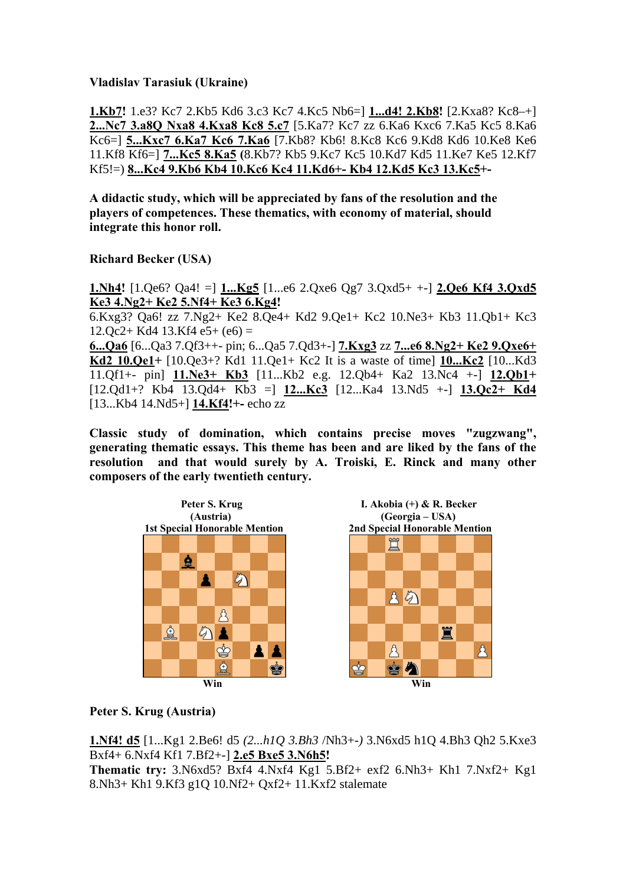**Vladislav Tarasiuk (Ukraine)**

**1.Kb7!** 1.e3? Kc7 2.Kb5 Kd6 3.c3 Kc7 4.Kc5 Nb6=] **1...d4! 2.Kb8!** [2.Kxa8? Kc8–+] **2...Nc7 3.a8Q Nxa8 4.Kxa8 Kc8 5.c7** [5.Ka7? Kc7 zz 6.Ka6 Kxc6 7.Ka5 Kc5 8.Ka6 Kc6=] **5...Kxc7 6.Ka7 Kc6 7.Ka6** [7.Kb8? Kb6! 8.Kc8 Kc6 9.Kd8 Kd6 10.Ke8 Ke6 11.Kf8 Kf6=] **7...Kc5 8.Ka5** (8.Kb7? Kb5 9.Kc7 Kc5 10.Kd7 Kd5 11.Ke7 Ke5 12.Kf7 Kf5!=) **8...Kc4 9.Kb6 Kb4 10.Kc6 Kc4 11.Kd6+- Kb4 12.Kd5 Kc3 13.Kc5+-**

**A didactic study, which will be appreciated by fans of the resolution and the players of competences. These thematics, with economy of material, should integrate this honor roll.**

**Richard Becker (USA)**

**1.Nh4!** [1.Qe6? Qa4! =] **1...Kg5** [1...e6 2.Qxe6 Qg7 3.Qxd5+ +-] **2.Qe6 Kf4 3.Qxd5 Ke3 4.Ng2+ Ke2 5.Nf4+ Ke3 6.Kg4!**
6.Kxg3? Qa6! zz 7.Ng2+ Ke2 8.Qe4+ Kd2 9.Qe1+ Kc2 10.Ne3+ Kb3 11.Qb1+ Kc3 12.Qc2+ Kd4 13.Kf4 e5+ (e6) =
**6...Qa6** [6...Qa3 7.Qf3++- pin; 6...Qa5 7.Qd3+-] **7.Kxg3** zz **7...e6 8.Ng2+ Ke2 9.Qxe6+ Kd2 10.Qe1+** [10.Qe3+? Kd1 11.Qe1+ Kc2 It is a waste of time] **10...Kc2** [10...Kd3 11.Qf1+- pin] **11.Ne3+ Kb3** [11...Kb2 e.g. 12.Qb4+ Ka2 13.Nc4 +-] **12.Qb1+** [12.Qd1+? Kb4 13.Qd4+ Kb3 =] **12...Kc3** [12...Ka4 13.Nd5 +-] **13.Qc2+ Kd4** [13...Kb4 14.Nd5+] **14.Kf4!+-** echo zz

**Classic study of domination, which contains precise moves "zugzwang", generating thematic essays. This theme has been and are liked by the fans of the resolution and that would surely by A. Troiski, E. Rinck and many other composers of the early twentieth century.**

**Peter S. Krug**
**(Austria)**
**1st Special Honorable Mention**

**Win**

**I. Akobia (+) & R. Becker**
**(Georgia – USA)**
**2nd Special Honorable Mention**

**Win**

**Peter S. Krug (Austria)**

**1.Nf4! d5** [1...Kg1 2.Be6! d5 *(2...h1Q 3.Bh3* /Nh3+-*)* 3.N6xd5 h1Q 4.Bh3 Qh2 5.Kxe3 Bxf4+ 6.Nxf4 Kf1 7.Bf2+-] **2.e5 Bxe5 3.N6h5!**
**Thematic try:** 3.N6xd5? Bxf4 4.Nxf4 Kg1 5.Bf2+ exf2 6.Nh3+ Kh1 7.Nxf2+ Kg1 8.Nh3+ Kh1 9.Kf3 g1Q 10.Nf2+ Qxf2+ 11.Kxf2 stalemate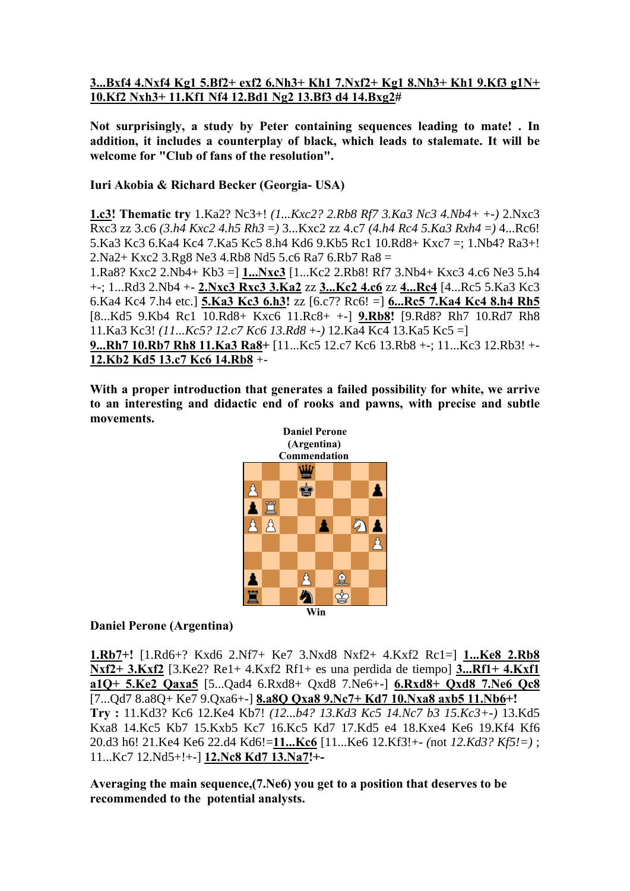**3...Bxf4 4.Nxf4 Kg1 5.Bf2+ exf2 6.Nh3+ Kh1 7.Nxf2+ Kg1 8.Nh3+ Kh1 9.Kf3 g1N+ 10.Kf2 Nxh3+ 11.Kf1 Nf4 12.Bd1 Ng2 13.Bf3 d4 14.Bxg2#**

**Not surprisingly, a study by Peter containing sequences leading to mate! . In addition, it includes a counterplay of black, which leads to stalemate. It will be welcome for "Club of fans of the resolution".**

**Iuri Akobia & Richard Becker (Georgia- USA)**

**1.c3! Thematic try** 1.Ka2? Nc3+! *(1...Kxc2? 2.Rb8 Rf7 3.Ka3 Nc3 4.Nb4+ +-)* 2.Nxc3 Rxc3 zz 3.c6 *(3.h4 Kxc2 4.h5 Rh3 =)* 3...Kxc2 zz 4.c7 *(4.h4 Rc4 5.Ka3 Rxh4 =)* 4...Rc6! 5.Ka3 Kc3 6.Ka4 Kc4 7.Ka5 Kc5 8.h4 Kd6 9.Kb5 Rc1 10.Rd8+ Kxc7 =; 1.Nb4? Ra3+! 2.Na2+ Kxc2 3.Rg8 Ne3 4.Rb8 Nd5 5.c6 Ra7 6.Rb7 Ra8 =

1.Ra8? Kxc2 2.Nb4+ Kb3 =] **1...Nxc3** [1...Kc2 2.Rb8! Rf7 3.Nb4+ Kxc3 4.c6 Ne3 5.h4 +-; 1...Rd3 2.Nb4 +- **2.Nxc3 Rxc3 3.Ka2** zz **3...Kc2 4.c6** zz **4...Rc4** [4...Rc5 5.Ka3 Kc3 6.Ka4 Kc4 7.h4 etc.] **5.Ka3 Kc3 6.h3!** zz [6.c7? Rc6! =] **6...Rc5 7.Ka4 Kc4 8.h4 Rh5** [8...Kd5 9.Kb4 Rc1 10.Rd8+ Kxc6 11.Rc8+ +-] **9.Rb8!** [9.Rd8? Rh7 10.Rd7 Rh8 11.Ka3 Kc3! *(11...Kc5? 12.c7 Kc6 13.Rd8 +-)* 12.Ka4 Kc4 13.Ka5 Kc5 =]

**9...Rh7 10.Rb7 Rh8 11.Ka3 Ra8+** [11...Kc5 12.c7 Kc6 13.Rb8 +-; 11...Kc3 12.Rb3! +- **12.Kb2 Kd5 13.c7 Kc6 14.Rb8** +-

**With a proper introduction that generates a failed possibility for white, we arrive to an interesting and didactic end of rooks and pawns, with precise and subtle movements.**

**Daniel Perone (Argentina)**
**Commendation**

**Win**

**Daniel Perone (Argentina)**

**1.Rb7+!** [1.Rd6+? Kxd6 2.Nf7+ Ke7 3.Nxd8 Nxf2+ 4.Kxf2 Rc1=] **1...Ke8 2.Rb8 Nxf2+ 3.Kxf2** [3.Ke2? Re1+ 4.Kxf2 Rf1+ es una perdida de tiempo] **3...Rf1+ 4.Kxf1 a1Q+ 5.Ke2 Qaxa5** [5...Qad4 6.Rxd8+ Qxd8 7.Ne6+-] **6.Rxd8+ Qxd8 7.Ne6 Qc8** [7...Qd7 8.a8Q+ Ke7 9.Qxa6+-] **8.a8Q Qxa8 9.Nc7+ Kd7 10.Nxa8 axb5 11.Nb6+!**
**Try :** 11.Kd3? Kc6 12.Ke4 Kb7! *(12...b4? 13.Kd3 Kc5 14.Nc7 b3 15.Kc3+-)* 13.Kd5 Kxa8 14.Kc5 Kb7 15.Kxb5 Kc7 16.Kc5 Kd7 17.Kd5 e4 18.Kxe4 Ke6 19.Kf4 Kf6 20.d3 h6! 21.Ke4 Ke6 22.d4 Kd6!=**11...Kc6** [11...Ke6 12.Kf3!+- (not *12.Kd3? Kf5!=)* ; 11...Kc7 12.Nd5+!+-] **12.Nc8 Kd7 13.Na7!+-**

**Averaging the main sequence,(7.Ne6) you get to a position that deserves to be recommended to the potential analysts.**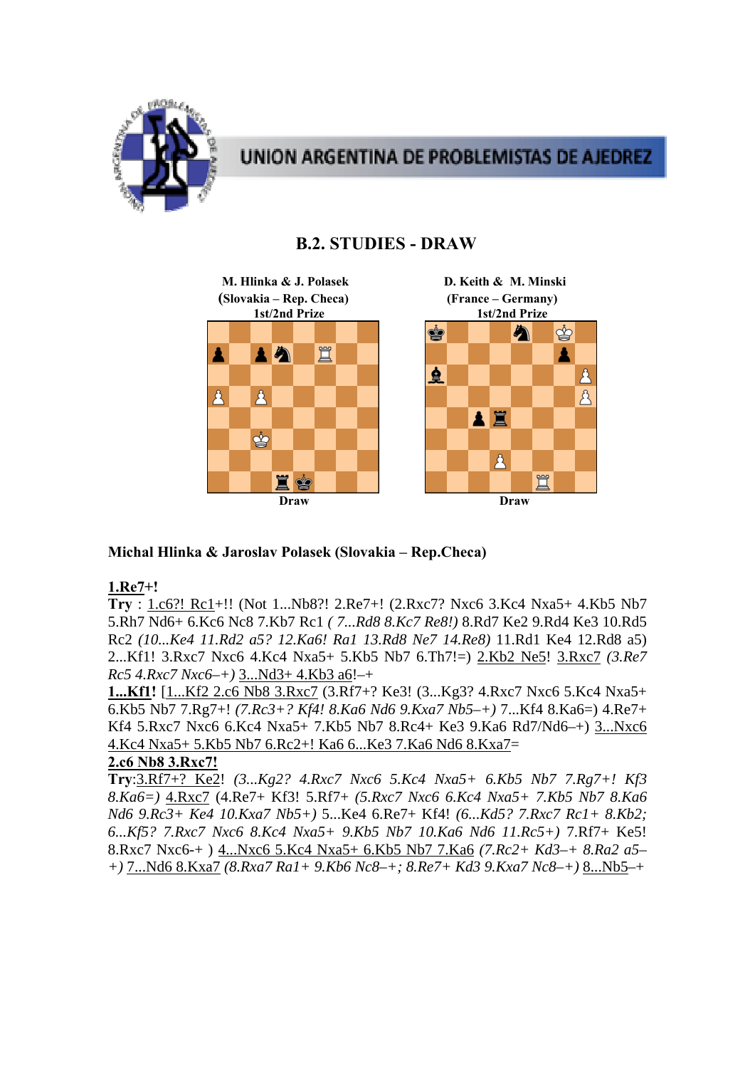# B.2. STUDIES - DRAW

**M. Hlinka & J. Polasek**
**(Slovakia – Rep. Checa)**
**1st/2nd Prize**

**Draw**

**D. Keith & M. Minski**
**(France – Germany)**
**1st/2nd Prize**

**Draw**

**Michal Hlinka & Jaroslav Polasek (Slovakia – Rep.Checa)**

**1.Re7+!**

**Try** : 1.c6?! Rc1+!! (Not 1...Nb8?! 2.Re7+! (2.Rxc7? Nxc6 3.Kc4 Nxa5+ 4.Kb5 Nb7 5.Rh7 Nd6+ 6.Kc6 Nc8 7.Kb7 Rc1 *( 7...Rd8 8.Kc7 Re8!)* 8.Rd7 Ke2 9.Rd4 Ke3 10.Rd5 Rc2 *(10...Ke4 11.Rd2 a5? 12.Ka6! Ra1 13.Rd8 Ne7 14.Re8)* 11.Rd1 Ke4 12.Rd8 a5) 2...Kf1! 3.Rxc7 Nxc6 4.Kc4 Nxa5+ 5.Kb5 Nb7 6.Th7!=) 2.Kb2 Ne5! 3.Rxc7 *(3.Re7 Rc5 4.Rxc7 Nxc6–+)* 3...Nd3+ 4.Kb3 a6!–+

**1...Kf1!** [1...Kf2 2.c6 Nb8 3.Rxc7 (3.Rf7+? Ke3! (3...Kg3? 4.Rxc7 Nxc6 5.Kc4 Nxa5+ 6.Kb5 Nb7 7.Rg7+! *(7.Rc3+? Kf4! 8.Ka6 Nd6 9.Kxa7 Nb5–+)* 7...Kf4 8.Ka6=) 4.Re7+ Kf4 5.Rxc7 Nxc6 6.Kc4 Nxa5+ 7.Kb5 Nb7 8.Rc4+ Ke3 9.Ka6 Rd7/Nd6–+) 3...Nxc6 4.Kc4 Nxa5+ 5.Kb5 Nb7 6.Rc2+! Ka6 6...Ke3 7.Ka6 Nd6 8.Kxa7=

**2.c6 Nb8 3.Rxc7!**

**Try**:3.Rf7+? Ke2! *(3...Kg2? 4.Rxc7 Nxc6 5.Kc4 Nxa5+ 6.Kb5 Nb7 7.Rg7+! Kf3 8.Ka6=)* 4.Rxc7 (4.Re7+ Kf3! 5.Rf7+ *(5.Rxc7 Nxc6 6.Kc4 Nxa5+ 7.Kb5 Nb7 8.Ka6 Nd6 9.Rc3+ Ke4 10.Kxa7 Nb5+)* 5...Ke4 6.Re7+ Kf4! *(6...Kd5? 7.Rxc7 Rc1+ 8.Kb2; 6...Kf5? 7.Rxc7 Nxc6 8.Kc4 Nxa5+ 9.Kb5 Nb7 10.Ka6 Nd6 11.Rc5+)* 7.Rf7+ Ke5! 8.Rxc7 Nxc6-+ ) 4...Nxc6 5.Kc4 Nxa5+ 6.Kb5 Nb7 7.Ka6 *(7.Rc2+ Kd3–+ 8.Ra2 a5–+)* 7...Nd6 8.Kxa7 *(8.Rxa7 Ra1+ 9.Kb6 Nc8–+; 8.Re7+ Kd3 9.Kxa7 Nc8–+)* 8...Nb5–+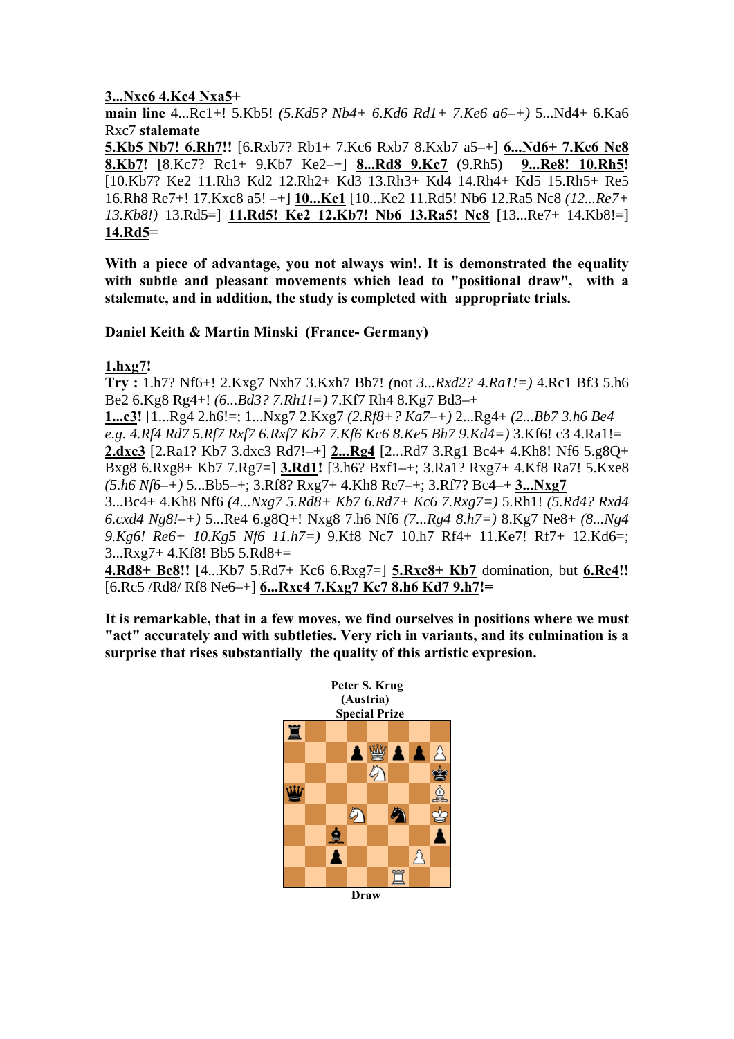**3...Nxc6 4.Kc4 Nxa5+**

**main line** 4...Rc1+! 5.Kb5! *(5.Kd5? Nb4+ 6.Kd6 Rd1+ 7.Ke6 a6–+)* 5...Nd4+ 6.Ka6 Rxc7 **stalemate**

**5.Kb5 Nb7! 6.Rh7!!** [6.Rxb7? Rb1+ 7.Kc6 Rxb7 8.Kxb7 a5–+] **6...Nd6+ 7.Kc6 Nc8 8.Kb7!** [8.Kc7? Rc1+ 9.Kb7 Ke2–+] **8...Rd8 9.Kc7** (9.Rh5) **9...Re8! 10.Rh5!** [10.Kb7? Ke2 11.Rh3 Kd2 12.Rh2+ Kd3 13.Rh3+ Kd4 14.Rh4+ Kd5 15.Rh5+ Re5 16.Rh8 Re7+! 17.Kxc8 a5! –+] **10...Ke1** [10...Ke2 11.Rd5! Nb6 12.Ra5 Nc8 *(12...Re7+ 13.Kb8!)* 13.Rd5=] **11.Rd5! Ke2 12.Kb7! Nb6 13.Ra5! Nc8** [13...Re7+ 14.Kb8!=] **14.Rd5=**

**With a piece of advantage, you not always win!. It is demonstrated the equality with subtle and pleasant movements which lead to "positional draw", with a stalemate, and in addition, the study is completed with appropriate trials.**

**Daniel Keith & Martin Minski (France- Germany)**

**1.hxg7!**

**Try :** 1.h7? Nf6+! 2.Kxg7 Nxh7 3.Kxh7 Bb7! (not *3...Rxd2? 4.Ra1!=)* 4.Rc1 Bf3 5.h6 Be2 6.Kg8 Rg4+! *(6...Bd3? 7.Rh1!=)* 7.Kf7 Rh4 8.Kg7 Bd3–+

**1...c3!** [1...Rg4 2.h6!=; 1...Nxg7 2.Kxg7 *(2.Rf8+? Ka7–+)* 2...Rg4+ *(2...Bb7 3.h6 Be4 e.g. 4.Rf4 Rd7 5.Rf7 Rxf7 6.Kxf7 Kb7 7.Kf6 Kc6 8.Ke5 Bh7 9.Kd4=)* 3.Kf6! c3 4.Ra1!= **2.dxc3** [2.Ra1? Kb7 3.dxc3 Rd7!–+] **2...Rg4** [2...Rd7 3.Rg1 Bc4+ 4.Kh8! Nf6 5.g8Q+ Bxg8 6.Rxg8+ Kb7 7.Rg7=] **3.Rd1!** [3.h6? Bxf1–+; 3.Ra1? Rxg7+ 4.Kf8 Ra7! 5.Kxe8 *(5.h6 Nf6–+)* 5...Bb5–+; 3.Rf8? Rxg7+ 4.Kh8 Re7–+; 3.Rf7? Bc4–+ **3...Nxg7**

3...Bc4+ 4.Kh8 Nf6 *(4...Nxg7 5.Rd8+ Kb7 6.Rd7+ Kc6 7.Rxg7=)* 5.Rh1! *(5.Rd4? Rxd4 6.cxd4 Ng8!–+)* 5...Re4 6.g8Q+! Nxg8 7.h6 Nf6 *(7...Rg4 8.h7=)* 8.Kg7 Ne8+ *(8...Ng4 9.Kg6! Re6+ 10.Kg5 Nf6 11.h7=)* 9.Kf8 Nc7 10.h7 Rf4+ 11.Ke7! Rf7+ 12.Kd6=; 3...Rxg7+ 4.Kf8! Bb5 5.Rd8+=

**4.Rd8+ Bc8!!** [4...Kb7 5.Rd7+ Kc6 6.Rxg7=] **5.Rxc8+ Kb7** domination, but **6.Rc4!!** [6.Rc5 /Rd8/ Rf8 Ne6–+] **6...Rxc4 7.Kxg7 Kc7 8.h6 Kd7 9.h7!=**

**It is remarkable, that in a few moves, we find ourselves in positions where we must "act" accurately and with subtleties. Very rich in variants, and its culmination is a surprise that rises substantially the quality of this artistic expresion.**

**Peter S. Krug**
**(Austria)**
**Special Prize**

**Draw**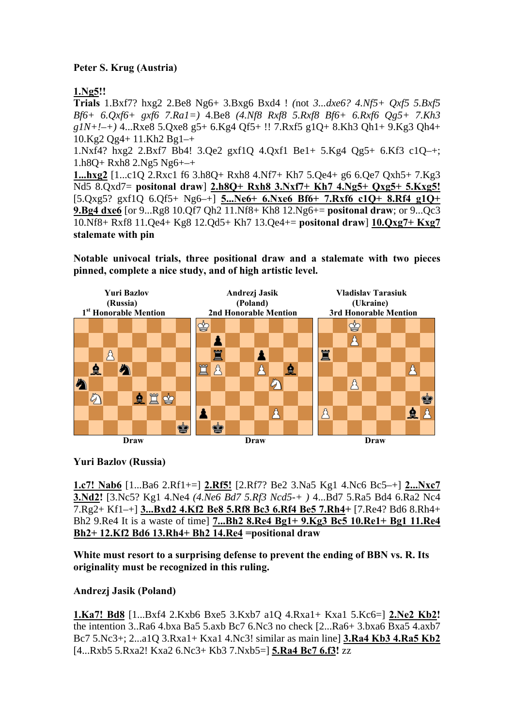**Peter S. Krug (Austria)**

**1.Ng5!!**

**Trials** 1.Bxf7? hxg2 2.Be8 Ng6+ 3.Bxg6 Bxd4 ! *(not 3...dxe6? 4.Nf5+ Qxf5 5.Bxf5 Bf6+ 6.Qxf6+ gxf6 7.Ra1=)* 4.Be8 *(4.Nf8 Rxf8 5.Rxf8 Bf6+ 6.Rxf6 Qg5+ 7.Kh3 g1N+!–+)* 4...Rxe8 5.Qxe8 g5+ 6.Kg4 Qf5+ !! 7.Rxf5 g1Q+ 8.Kh3 Qh1+ 9.Kg3 Qh4+ 10.Kg2 Qg4+ 11.Kh2 Bg1–+

1.Nxf4? hxg2 2.Bxf7 Bb4! 3.Qe2 gxf1Q 4.Qxf1 Be1+ 5.Kg4 Qg5+ 6.Kf3 c1Q–+; 1.h8Q+ Rxh8 2.Ng5 Ng6+–+

**1...hxg2** [1...c1Q 2.Rxc1 f6 3.h8Q+ Rxh8 4.Nf7+ Kh7 5.Qe4+ g6 6.Qe7 Qxh5+ 7.Kg3 Nd5 8.Qxd7= **positonal draw**] **2.h8Q+ Rxh8 3.Nxf7+ Kh7 4.Ng5+ Qxg5+ 5.Kxg5!** [5.Qxg5? gxf1Q 6.Qf5+ Ng6–+] **5...Ne6+ 6.Nxe6 Bf6+ 7.Rxf6 c1Q+ 8.Rf4 g1Q+ 9.Bg4 dxe6** [or 9...Rg8 10.Qf7 Qh2 11.Nf8+ Kh8 12.Ng6+= **positonal draw**; or 9...Qc3 10.Nf8+ Rxf8 11.Qe4+ Kg8 12.Qd5+ Kh7 13.Qe4+= **positonal draw**] **10.Qxg7+ Kxg7 stalemate with pin**

**Notable univocal trials, three positional draw and a stalemate with two pieces pinned, complete a nice study, and of high artistic level.**

**Yuri Bazlov (Russia)**
**1st Honorable Mention**
Draw

**Andrezj Jasik (Poland)**
**2nd Honorable Mention**
Draw

**Vladislav Tarasiuk (Ukraine)**
**3rd Honorable Mention**
Draw

**Yuri Bazlov (Russia)**

**1.c7! Nab6** [1...Ba6 2.Rf1+=] **2.Rf5!** [2.Rf7? Be2 3.Na5 Kg1 4.Nc6 Bc5–+] **2...Nxc7 3.Nd2!** [3.Nc5? Kg1 4.Ne4 *(4.Ne6 Bd7 5.Rf3 Ncd5-+ )* 4...Bd7 5.Ra5 Bd4 6.Ra2 Nc4 7.Rg2+ Kf1–+] **3...Bxd2 4.Kf2 Be8 5.Rf8 Bc3 6.Rf4 Be5 7.Rh4+** [7.Re4? Bd6 8.Rh4+ Bh2 9.Re4 It is a waste of time] **7...Bh2 8.Re4 Bg1+ 9.Kg3 Bc5 10.Re1+ Bg1 11.Re4 Bh2+ 12.Kf2 Bd6 13.Rh4+ Bh2 14.Re4 =positional draw**

**White must resort to a surprising defense to prevent the ending of BBN vs. R. Its originality must be recognized in this ruling.**

**Andrezj Jasik (Poland)**

**1.Ka7! Bd8** [1...Bxf4 2.Kxb6 Bxe5 3.Kxb7 a1Q 4.Rxa1+ Kxa1 5.Kc6=] **2.Ne2 Kb2!** the intention 3..Ra6 4.bxa Ba5 5.axb Bc7 6.Nc3 no check [2...Ra6+ 3.bxa6 Bxa5 4.axb7 Bc7 5.Nc3+; 2...a1Q 3.Rxa1+ Kxa1 4.Nc3! similar as main line] **3.Ra4 Kb3 4.Ra5 Kb2** [4...Rxb5 5.Rxa2! Kxa2 6.Nc3+ Kb3 7.Nxb5=] **5.Ra4 Bc7 6.f3!** zz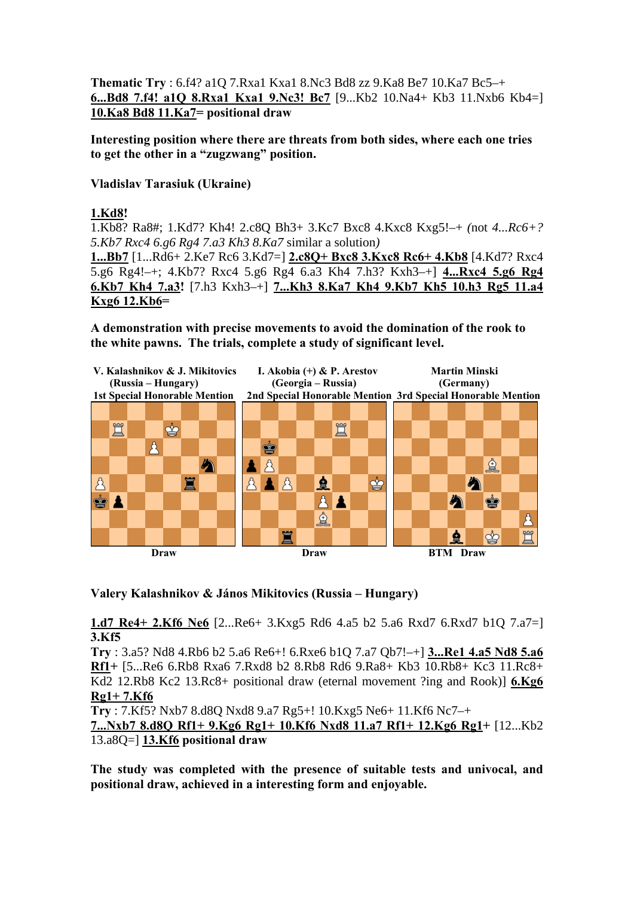**Thematic Try** : 6.f4? a1Q 7.Rxa1 Kxa1 8.Nc3 Bd8 zz 9.Ka8 Be7 10.Ka7 Bc5–+ **6...Bd8 7.f4! a1Q 8.Rxa1 Kxa1 9.Nc3! Bc7** [9...Kb2 10.Na4+ Kb3 11.Nxb6 Kb4=] **10.Ka8 Bd8 11.Ka7= positional draw**

**Interesting position where there are threats from both sides, where each one tries to get the other in a "zugzwang" position.**

**Vladislav Tarasiuk (Ukraine)**

**1.Kd8!**
1.Kb8? Ra8#; 1.Kd7? Kh4! 2.c8Q Bh3+ 3.Kc7 Bxc8 4.Kxc8 Kxg5!–+ *(not 4...Rc6+? 5.Kb7 Rxc4 6.g6 Rg4 7.a3 Kh3 8.Ka7* similar a solution*)*
**1...Bb7** [1...Rd6+ 2.Ke7 Rc6 3.Kd7=] **2.c8Q+ Bxc8 3.Kxc8 Rc6+ 4.Kb8** [4.Kd7? Rxc4 5.g6 Rg4!–+; 4.Kb7? Rxc4 5.g6 Rg4 6.a3 Kh4 7.h3? Kxh3–+] **4...Rxc4 5.g6 Rg4 6.Kb7 Kh4 7.a3!** [7.h3 Kxh3–+] **7...Kh3 8.Ka7 Kh4 9.Kb7 Kh5 10.h3 Rg5 11.a4 Kxg6 12.Kb6=**

**A demonstration with precise movements to avoid the domination of the rook to the white pawns. The trials, complete a study of significant level.**

**V. Kalashnikov & J. Mikitovics (Russia – Hungary) 1st Special Honorable Mention** — Draw

**I. Akobia (+) & P. Arestov (Georgia – Russia) 2nd Special Honorable Mention** — Draw

**Martin Minski (Germany) 3rd Special Honorable Mention** — BTM Draw

**Valery Kalashnikov & János Mikitovics (Russia – Hungary)**

**1.d7 Re4+ 2.Kf6 Ne6** [2...Re6+ 3.Kxg5 Rd6 4.a5 b2 5.a6 Rxd7 6.Rxd7 b1Q 7.a7=] **3.Kf5**
**Try** : 3.a5? Nd8 4.Rb6 b2 5.a6 Re6+! 6.Rxe6 b1Q 7.a7 Qb7!–+] **3...Re1 4.a5 Nd8 5.a6 Rf1+** [5...Re6 6.Rb8 Rxa6 7.Rxd8 b2 8.Rb8 Rd6 9.Ra8+ Kb3 10.Rb8+ Kc3 11.Rc8+ Kd2 12.Rb8 Kc2 13.Rc8+ positional draw (eternal movement ?ing and Rook)] **6.Kg6 Rg1+ 7.Kf6**
**Try** : 7.Kf5? Nxb7 8.d8Q Nxd8 9.a7 Rg5+! 10.Kxg5 Ne6+ 11.Kf6 Nc7–+
**7...Nxb7 8.d8Q Rf1+ 9.Kg6 Rg1+ 10.Kf6 Nxd8 11.a7 Rf1+ 12.Kg6 Rg1+** [12...Kb2 13.a8Q=] **13.Kf6 positional draw**

**The study was completed with the presence of suitable tests and univocal, and positional draw, achieved in a interesting form and enjoyable.**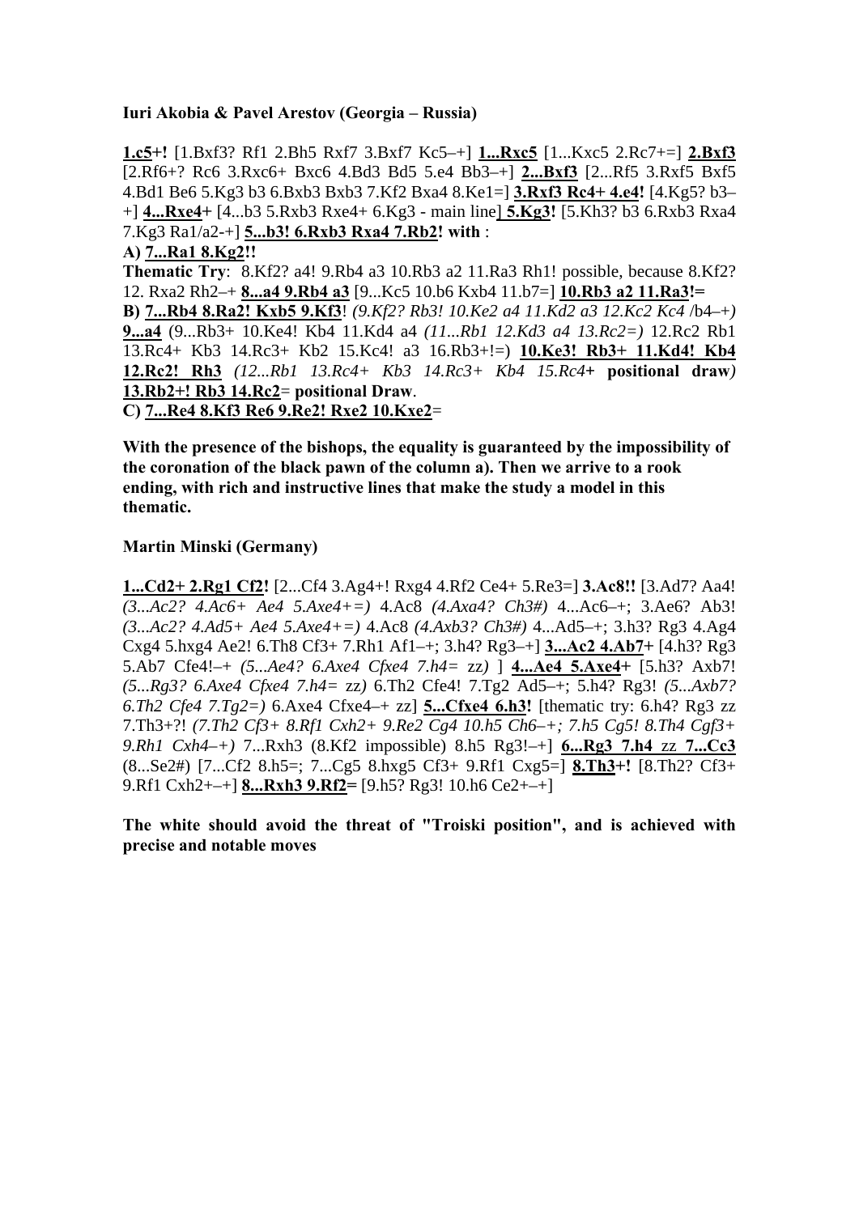**Iuri Akobia & Pavel Arestov (Georgia – Russia)**

**1.c5+!** [1.Bxf3? Rf1 2.Bh5 Rxf7 3.Bxf7 Kc5–+] **1...Rxc5** [1...Kxc5 2.Rc7+=] **2.Bxf3** [2.Rf6+? Rc6 3.Rxc6+ Bxc6 4.Bd3 Bd5 5.e4 Bb3–+] **2...Bxf3** [2...Rf5 3.Rxf5 Bxf5 4.Bd1 Be6 5.Kg3 b3 6.Bxb3 Bxb3 7.Kf2 Bxa4 8.Ke1=] **3.Rxf3 Rc4+ 4.e4!** [4.Kg5? b3–+] **4...Rxe4+** [4...b3 5.Rxb3 Rxe4+ 6.Kg3 - main line] **5.Kg3!** [5.Kh3? b3 6.Rxb3 Rxa4 7.Kg3 Ra1/a2-+] **5...b3! 6.Rxb3 Rxa4 7.Rb2! with** :

**A) 7...Ra1 8.Kg2!!**

**Thematic Try**: 8.Kf2? a4! 9.Rb4 a3 10.Rb3 a2 11.Ra3 Rh1! possible, because 8.Kf2? 12. Rxa2 Rh2–+ **8...a4 9.Rb4 a3** [9...Kc5 10.b6 Kxb4 11.b7=] **10.Rb3 a2 11.Ra3!=**

**B) 7...Rb4 8.Ra2! Kxb5 9.Kf3**! *(9.Kf2? Rb3! 10.Ke2 a4 11.Kd2 a3 12.Kc2 Kc4* /b4–+*)* **9...a4** (9...Rb3+ 10.Ke4! Kb4 11.Kd4 a4 *(11...Rb1 12.Kd3 a4 13.Rc2=)* 12.Rc2 Rb1 13.Rc4+ Kb3 14.Rc3+ Kb2 15.Kc4! a3 16.Rb3+!=) **10.Ke3! Rb3+ 11.Kd4! Kb4 12.Rc2! Rh3** *(12...Rb1 13.Rc4+ Kb3 14.Rc3+ Kb4 15.Rc4*+ **positional draw***)* **13.Rb2+! Rb3 14.Rc2**= **positional Draw**.

**C) 7...Re4 8.Kf3 Re6 9.Re2! Rxe2 10.Kxe2**=

**With the presence of the bishops, the equality is guaranteed by the impossibility of the coronation of the black pawn of the column a). Then we arrive to a rook ending, with rich and instructive lines that make the study a model in this thematic.**

**Martin Minski (Germany)**

**1...Cd2+ 2.Rg1 Cf2!** [2...Cf4 3.Ag4+! Rxg4 4.Rf2 Ce4+ 5.Re3=] **3.Ac8!!** [3.Ad7? Aa4! *(3...Ac2? 4.Ac6+ Ae4 5.Axe4+=)* 4.Ac8 *(4.Axa4? Ch3#)* 4...Ac6–+; 3.Ae6? Ab3! *(3...Ac2? 4.Ad5+ Ae4 5.Axe4+=)* 4.Ac8 *(4.Axb3? Ch3#)* 4...Ad5–+; 3.h3? Rg3 4.Ag4 Cxg4 5.hxg4 Ae2! 6.Th8 Cf3+ 7.Rh1 Af1–+; 3.h4? Rg3–+] **3...Ac2 4.Ab7+** [4.h3? Rg3 5.Ab7 Cfe4!–+ *(5...Ae4? 6.Axe4 Cfxe4 7.h4=* zz*)* ] **4...Ae4 5.Axe4+** [5.h3? Axb7! *(5...Rg3? 6.Axe4 Cfxe4 7.h4=* zz*)* 6.Th2 Cfe4! 7.Tg2 Ad5–+; 5.h4? Rg3! *(5...Axb7? 6.Th2 Cfe4 7.Tg2=)* 6.Axe4 Cfxe4–+ zz] **5...Cfxe4 6.h3!** [thematic try: 6.h4? Rg3 zz 7.Th3+?! *(7.Th2 Cf3+ 8.Rf1 Cxh2+ 9.Re2 Cg4 10.h5 Ch6–+; 7.h5 Cg5! 8.Th4 Cgf3+ 9.Rh1 Cxh4–+)* 7...Rxh3 (8.Kf2 impossible) 8.h5 Rg3!–+] **6...Rg3 7.h4** zz **7...Cc3** (8...Se2#) [7...Cf2 8.h5=; 7...Cg5 8.hxg5 Cf3+ 9.Rf1 Cxg5=] **8.Th3+!** [8.Th2? Cf3+ 9.Rf1 Cxh2+–+] **8...Rxh3 9.Rf2=** [9.h5? Rg3! 10.h6 Ce2+–+]

**The white should avoid the threat of "Troiski position", and is achieved with precise and notable moves**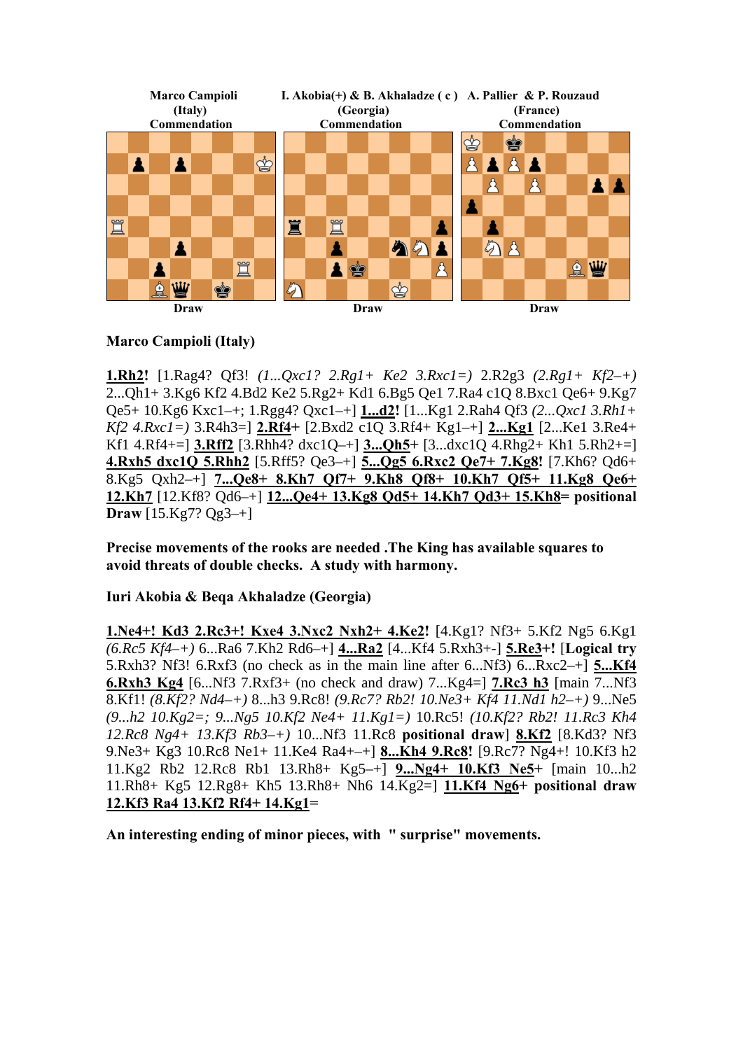| Marco Campioli (Italy) Commendation | I. Akobia(+) & B. Akhaladze ( c ) (Georgia) Commendation | A. Pallier & P. Rouzaud (France) Commendation |
|---|---|---|
| Draw | Draw | Draw |

**Marco Campioli (Italy)**

**1.Rh2!** [1.Rag4? Qf3! *(1...Qxc1? 2.Rg1+ Ke2 3.Rxc1=)* 2.R2g3 *(2.Rg1+ Kf2–+)* 2...Qh1+ 3.Kg6 Kf2 4.Bd2 Ke2 5.Rg2+ Kd1 6.Bg5 Qe1 7.Ra4 c1Q 8.Bxc1 Qe6+ 9.Kg7 Qe5+ 10.Kg6 Kxc1–+; 1.Rgg4? Qxc1–+] **1...d2!** [1...Kg1 2.Rah4 Qf3 *(2...Qxc1 3.Rh1+ Kf2 4.Rxc1=)* 3.R4h3=] **2.Rf4+** [2.Bxd2 c1Q 3.Rf4+ Kg1–+] **2...Kg1** [2...Ke1 3.Re4+ Kf1 4.Rf4+=] **3.Rff2** [3.Rhh4? dxc1Q–+] **3...Qh5+** [3...dxc1Q 4.Rhg2+ Kh1 5.Rh2+=] **4.Rxh5 dxc1Q 5.Rhh2** [5.Rff5? Qe3–+] **5...Qg5 6.Rxc2 Qe7+ 7.Kg8!** [7.Kh6? Qd6+ 8.Kg5 Qxh2–+] **7...Qe8+ 8.Kh7 Qf7+ 9.Kh8 Qf8+ 10.Kh7 Qf5+ 11.Kg8 Qe6+ 12.Kh7** [12.Kf8? Qd6–+] **12...Qe4+ 13.Kg8 Qd5+ 14.Kh7 Qd3+ 15.Kh8= positional Draw** [15.Kg7? Qg3–+]

**Precise movements of the rooks are needed .The King has available squares to avoid threats of double checks. A study with harmony.**

**Iuri Akobia & Beqa Akhaladze (Georgia)**

**1.Ne4+! Kd3 2.Rc3+! Kxe4 3.Nxc2 Nxh2+ 4.Ke2!** [4.Kg1? Nf3+ 5.Kf2 Ng5 6.Kg1 *(6.Rc5 Kf4–+)* 6...Ra6 7.Kh2 Rd6–+] **4...Ra2** [4...Kf4 5.Rxh3+-] **5.Re3+!** [**Logical try** 5.Rxh3? Nf3! 6.Rxf3 (no check as in the main line after 6...Nf3) 6...Rxc2–+] **5...Kf4 6.Rxh3 Kg4** [6...Nf3 7.Rxf3+ (no check and draw) 7...Kg4=] **7.Rc3 h3** [main 7...Nf3 8.Kf1! *(8.Kf2? Nd4–+)* 8...h3 9.Rc8! *(9.Rc7? Rb2! 10.Ne3+ Kf4 11.Nd1 h2–+)* 9...Ne5 *(9...h2 10.Kg2=; 9...Ng5 10.Kf2 Ne4+ 11.Kg1=)* 10.Rc5! *(10.Kf2? Rb2! 11.Rc3 Kh4 12.Rc8 Ng4+ 13.Kf3 Rb3–+)* 10...Nf3 11.Rc8 **positional draw**] **8.Kf2** [8.Kd3? Nf3 9.Ne3+ Kg3 10.Rc8 Ne1+ 11.Ke4 Ra4+–+] **8...Kh4 9.Rc8!** [9.Rc7? Ng4+! 10.Kf3 h2 11.Kg2 Rb2 12.Rc8 Rb1 13.Rh8+ Kg5–+] **9...Ng4+ 10.Kf3 Ne5+** [main 10...h2 11.Rh8+ Kg5 12.Rg8+ Kh5 13.Rh8+ Nh6 14.Kg2=] **11.Kf4 Ng6+ positional draw 12.Kf3 Ra4 13.Kf2 Rf4+ 14.Kg1=**

**An interesting ending of minor pieces, with " surprise" movements.**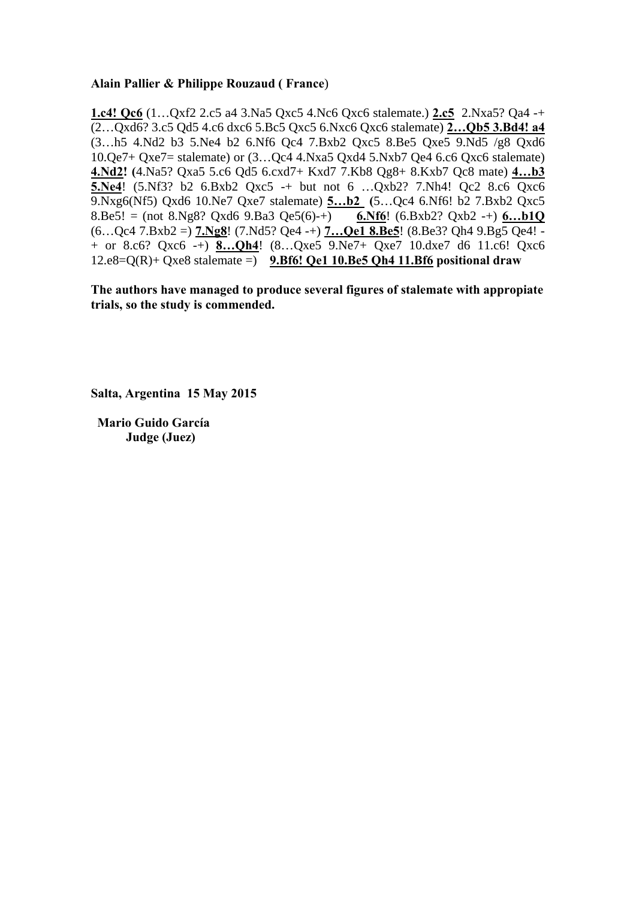**Alain Pallier & Philippe Rouzaud ( France)**

**<u>1.c4! Qc6</u>** (1…Qxf2 2.c5 a4 3.Na5 Qxc5 4.Nc6 Qxc6 stalemate.) **<u>2.c5</u>** 2.Nxa5? Qa4 -+ (2…Qxd6? 3.c5 Qd5 4.c6 dxc6 5.Bc5 Qxc5 6.Nxc6 Qxc6 stalemate) **<u>2…Qb5 3.Bd4! a4</u>** (3…h5 4.Nd2 b3 5.Ne4 b2 6.Nf6 Qc4 7.Bxb2 Qxc5 8.Be5 Qxe5 9.Nd5 /g8 Qxd6 10.Qe7+ Qxe7= stalemate) or (3…Qc4 4.Nxa5 Qxd4 5.Nxb7 Qe4 6.c6 Qxc6 stalemate) **<u>4.Nd2!</u>** **(**4.Na5? Qxa5 5.c6 Qd5 6.cxd7+ Kxd7 7.Kb8 Qg8+ 8.Kxb7 Qc8 mate) **<u>4…b3 5.Ne4</u>**! (5.Nf3? b2 6.Bxb2 Qxc5 -+ but not 6 …Qxb2? 7.Nh4! Qc2 8.c6 Qxc6 9.Nxg6(Nf5) Qxd6 10.Ne7 Qxe7 stalemate) **<u>5…b2</u>** **(**5…Qc4 6.Nf6! b2 7.Bxb2 Qxc5 8.Be5! = (not 8.Ng8? Qxd6 9.Ba3 Qe5(6)-+) **<u>6.Nf6</u>**! (6.Bxb2? Qxb2 -+) **<u>6…b1Q</u>** (6…Qc4 7.Bxb2 =) **<u>7.Ng8</u>**! (7.Nd5? Qe4 -+) **<u>7…Qe1 8.Be5</u>**! (8.Be3? Qh4 9.Bg5 Qe4! -+ or 8.c6? Qxc6 -+) **<u>8…Qh4</u>**! (8…Qxe5 9.Ne7+ Qxe7 10.dxe7 d6 11.c6! Qxc6 12.e8=Q(R)+ Qxe8 stalemate =) **<u>9.Bf6! Qe1 10.Be5 Qh4 11.Bf6</u>** **positional draw**

**The authors have managed to produce several figures of stalemate with appropiate trials, so the study is commended.**

**Salta, Argentina 15 May 2015**

**Mario Guido García**
**Judge (Juez)**